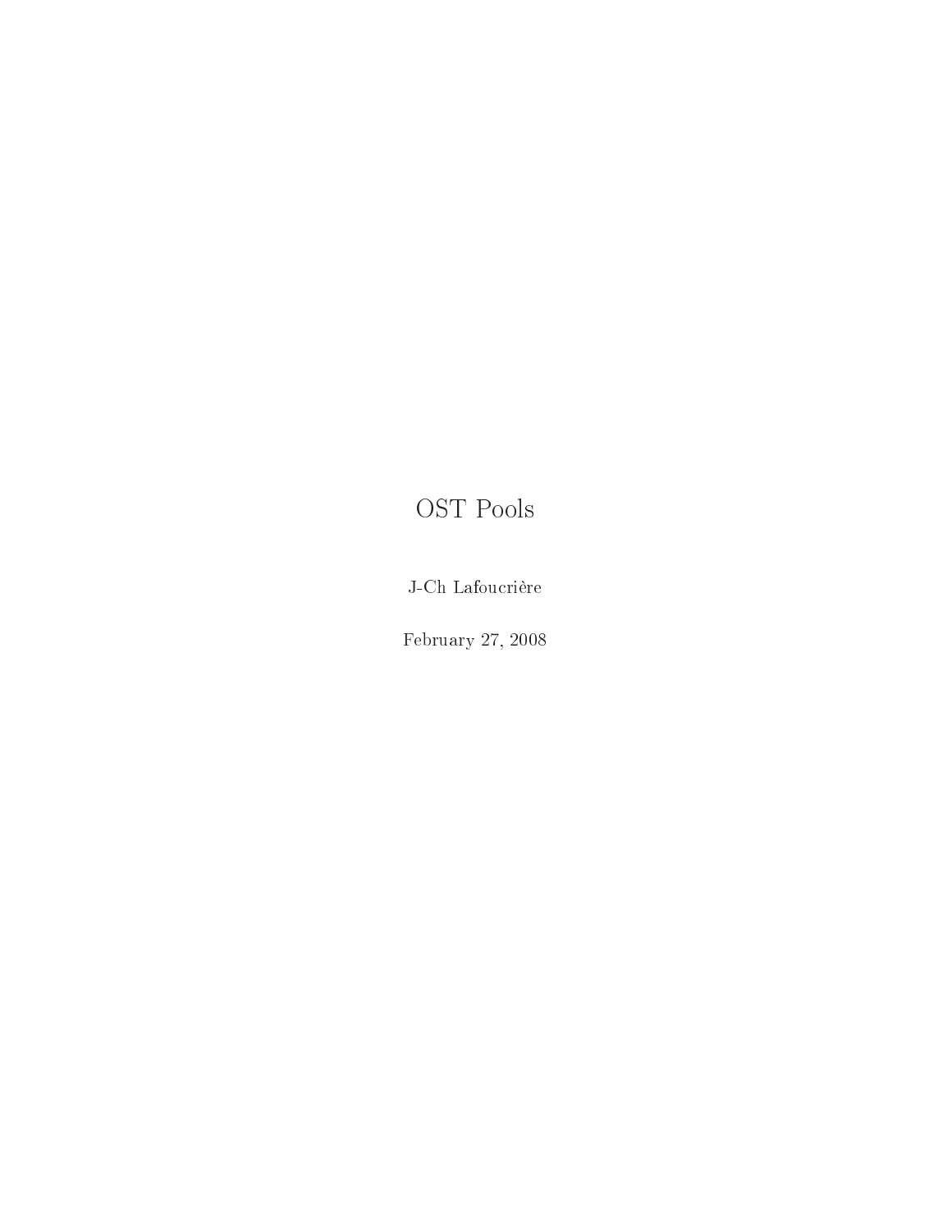# OST Pools

J-Ch Lafoucrière

February 27, 2008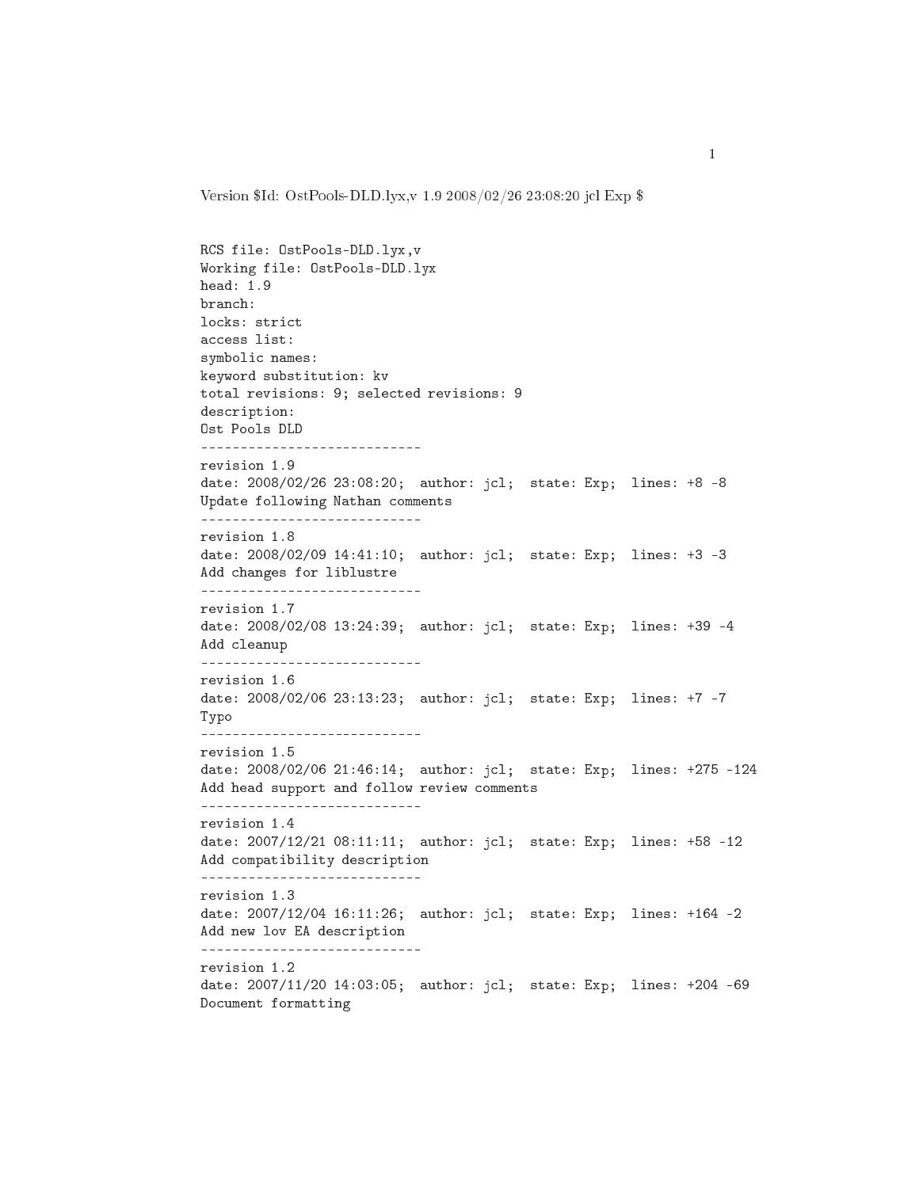Version $Id: OstPools-DLD.lyx,v 1.9 2008/02/26 23:08:20 jcl Exp $

```
RCS file: OstPools-DLD.lyx,v
Working file: OstPools-DLD.lyx
head: 1.9
branch:
locks: strict
access list:
symbolic names:
keyword substitution: kv
total revisions: 9; selected revisions: 9
description:
Ost Pools DLD
----------------------------
revision 1.9
date: 2008/02/26 23:08:20;  author: jcl;  state: Exp;  lines: +8 -8
Update following Nathan comments
----------------------------
revision 1.8
date: 2008/02/09 14:41:10;  author: jcl;  state: Exp;  lines: +3 -3
Add changes for liblustre
----------------------------
revision 1.7
date: 2008/02/08 13:24:39;  author: jcl;  state: Exp;  lines: +39 -4
Add cleanup
----------------------------
revision 1.6
date: 2008/02/06 23:13:23;  author: jcl;  state: Exp;  lines: +7 -7
Typo
----------------------------
revision 1.5
date: 2008/02/06 21:46:14;  author: jcl;  state: Exp;  lines: +275 -124
Add head support and follow review comments
----------------------------
revision 1.4
date: 2007/12/21 08:11:11;  author: jcl;  state: Exp;  lines: +58 -12
Add compatibility description
----------------------------
revision 1.3
date: 2007/12/04 16:11:26;  author: jcl;  state: Exp;  lines: +164 -2
Add new lov EA description
----------------------------
revision 1.2
date: 2007/11/20 14:03:05;  author: jcl;  state: Exp;  lines: +204 -69
Document formatting
```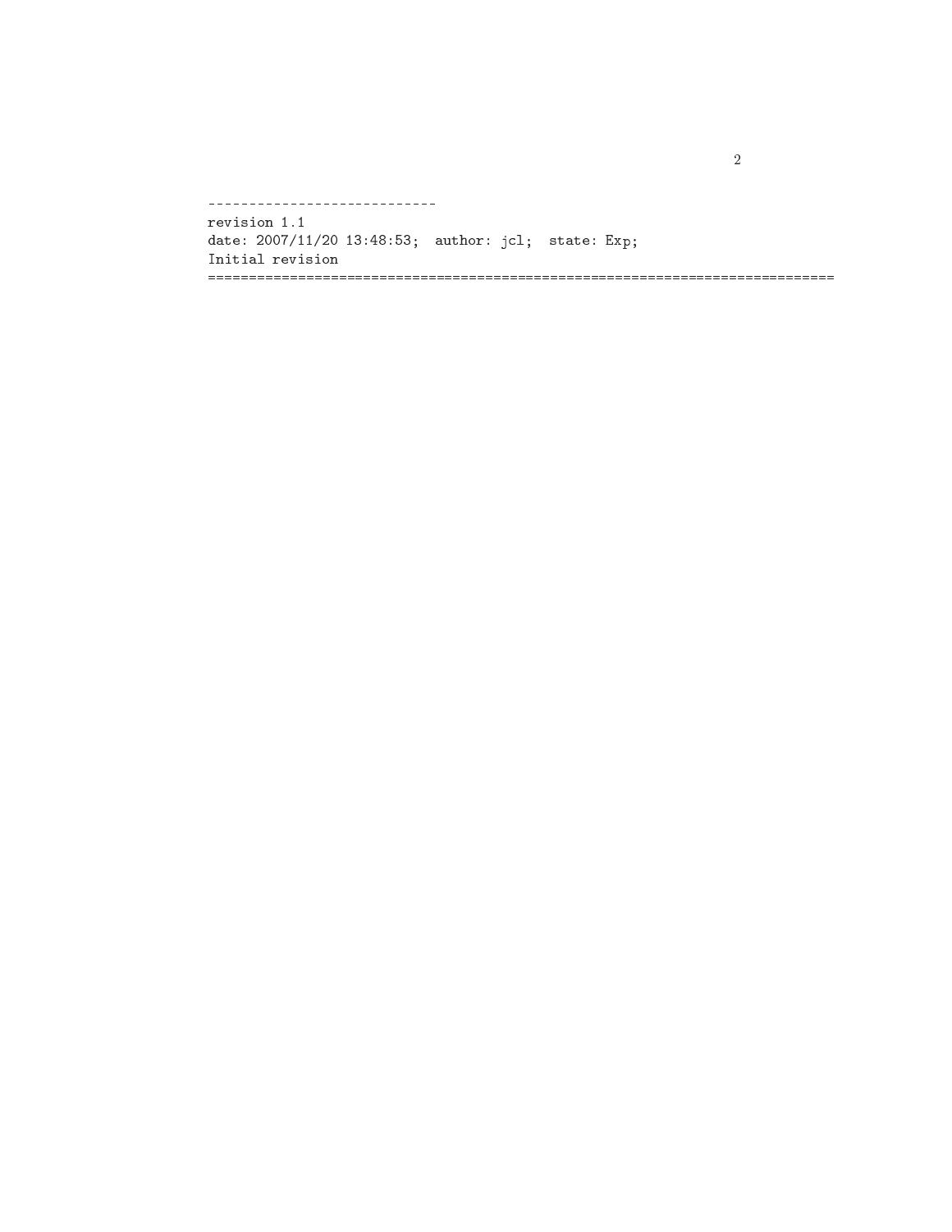```
----------------------------
revision 1.1
date: 2007/11/20 13:48:53;  author: jcl;  state: Exp;
Initial revision
=============================================================================
```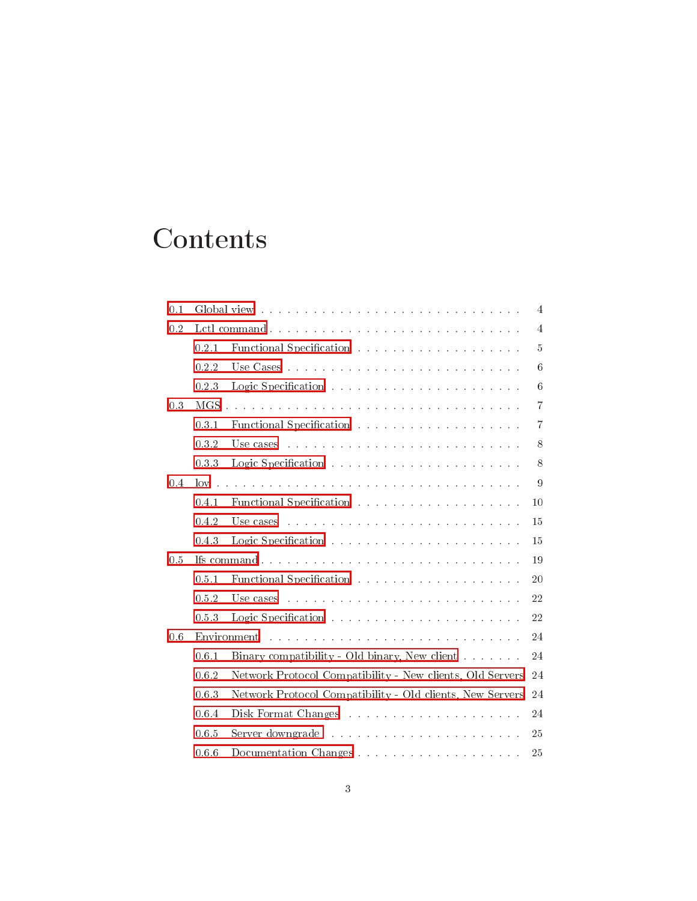# Contents

- 0.1 Global view . . . . . . . . . . . . . . . . . . . . . . . . . . . . . 4
- 0.2 Lctl command . . . . . . . . . . . . . . . . . . . . . . . . . . . . 4
  - 0.2.1 Functional Specification . . . . . . . . . . . . . . . . . . . 5
  - 0.2.2 Use Cases . . . . . . . . . . . . . . . . . . . . . . . . . . 6
  - 0.2.3 Logic Specification . . . . . . . . . . . . . . . . . . . . . 6
- 0.3 MGS . . . . . . . . . . . . . . . . . . . . . . . . . . . . . . . . 7
  - 0.3.1 Functional Specification . . . . . . . . . . . . . . . . . . . 7
  - 0.3.2 Use cases . . . . . . . . . . . . . . . . . . . . . . . . . . 8
  - 0.3.3 Logic Specification . . . . . . . . . . . . . . . . . . . . . 8
- 0.4 lov . . . . . . . . . . . . . . . . . . . . . . . . . . . . . . . . . 9
  - 0.4.1 Functional Specification . . . . . . . . . . . . . . . . . . . 10
  - 0.4.2 Use cases . . . . . . . . . . . . . . . . . . . . . . . . . . 15
  - 0.4.3 Logic Specification . . . . . . . . . . . . . . . . . . . . . 15
- 0.5 lfs command . . . . . . . . . . . . . . . . . . . . . . . . . . . . . 19
  - 0.5.1 Functional Specification . . . . . . . . . . . . . . . . . . . 20
  - 0.5.2 Use cases . . . . . . . . . . . . . . . . . . . . . . . . . . 22
  - 0.5.3 Logic Specification . . . . . . . . . . . . . . . . . . . . . 22
- 0.6 Environment . . . . . . . . . . . . . . . . . . . . . . . . . . . . . 24
  - 0.6.1 Binary compatibility - Old binary, New client . . . . . . . . 24
  - 0.6.2 Network Protocol Compatibility - New clients, Old Servers 24
  - 0.6.3 Network Protocol Compatibility - Old clients, New Servers 24
  - 0.6.4 Disk Format Changes . . . . . . . . . . . . . . . . . . . . . 24
  - 0.6.5 Server downgrade . . . . . . . . . . . . . . . . . . . . . . 25
  - 0.6.6 Documentation Changes . . . . . . . . . . . . . . . . . . . . 25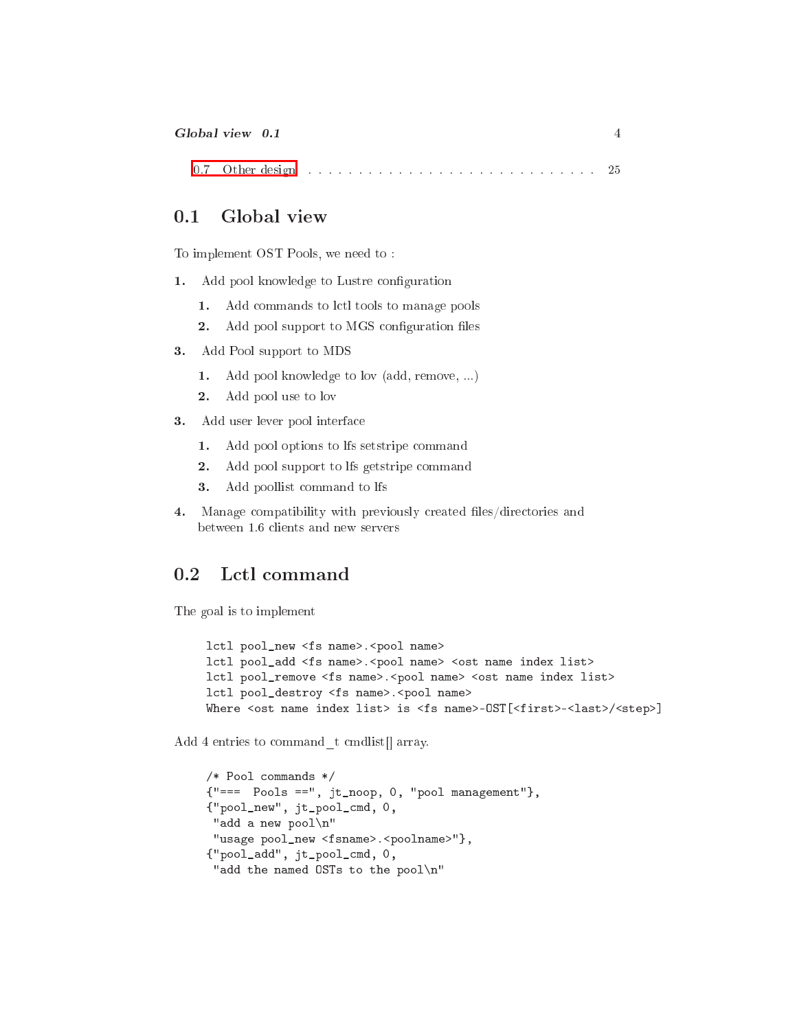0.7 Other design . . . . . . . . . . . . . . . . . . . . . . . . . . . . . . . 25

## 0.1 Global view

To implement OST Pools, we need to :

1. Add pool knowledge to Lustre configuration
   1. Add commands to lctl tools to manage pools
   2. Add pool support to MGS configuration files
3. Add Pool support to MDS
   1. Add pool knowledge to lov (add, remove, ...)
   2. Add pool use to lov
3. Add user lever pool interface
   1. Add pool options to lfs setstripe command
   2. Add pool support to lfs getstripe command
   3. Add poollist command to lfs
4. Manage compatibility with previously created files/directories and between 1.6 clients and new servers

## 0.2 Lctl command

The goal is to implement

```
lctl pool_new <fs name>.<pool name>
lctl pool_add <fs name>.<pool name> <ost name index list>
lctl pool_remove <fs name>.<pool name> <ost name index list>
lctl pool_destroy <fs name>.<pool name>
Where <ost name index list> is <fs name>-OST[<first>-<last>/<step>]
```

Add 4 entries to command_t cmdlist[] array.

```
/* Pool commands */
{"===  Pools ==", jt_noop, 0, "pool management"},
{"pool_new", jt_pool_cmd, 0,
 "add a new pool\n"
 "usage pool_new <fsname>.<poolname>"},
{"pool_add", jt_pool_cmd, 0,
 "add the named OSTs to the pool\n"
```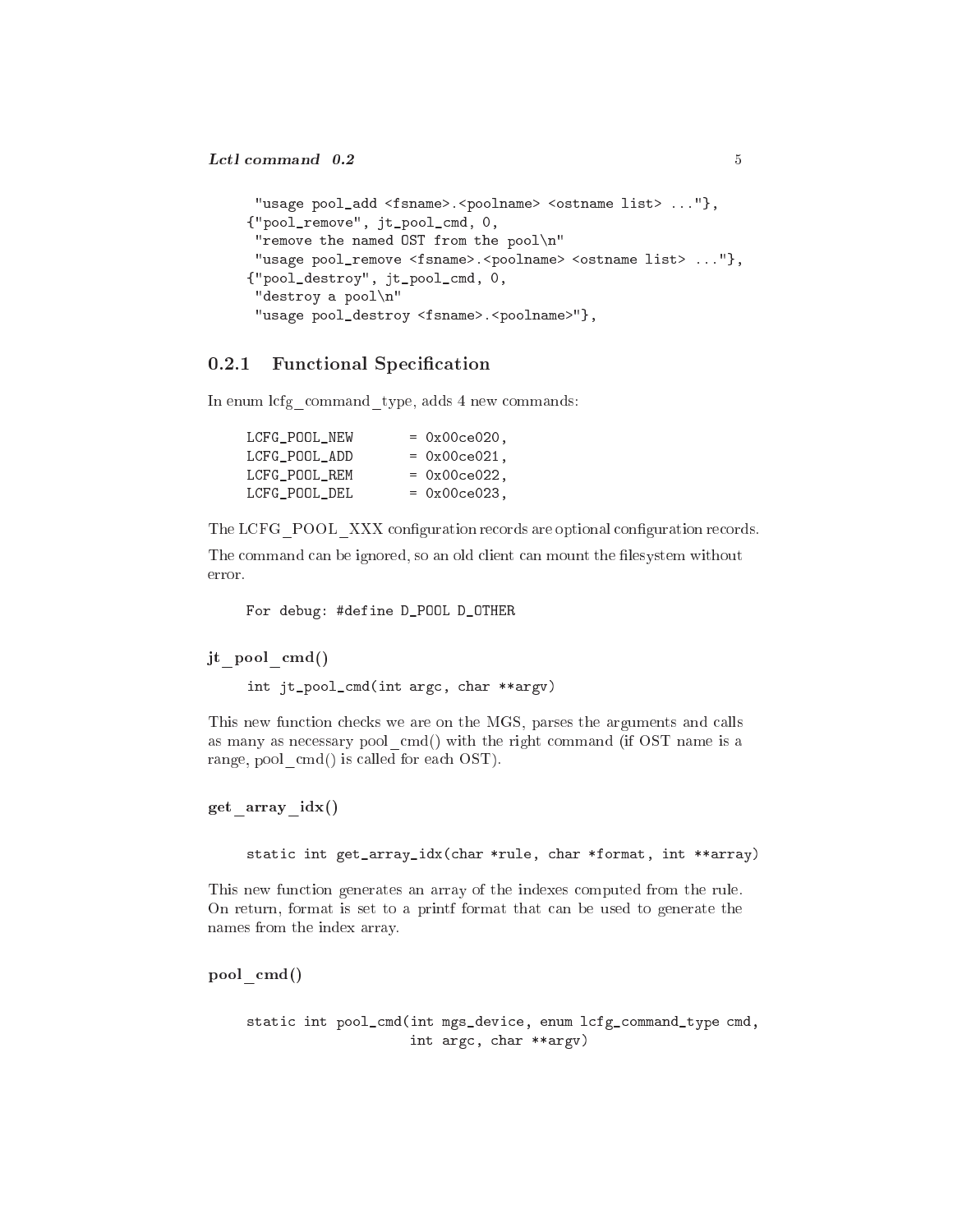```
 "usage pool_add <fsname>.<poolname> <ostname list> ..."},
{"pool_remove", jt_pool_cmd, 0,
 "remove the named OST from the pool\n"
 "usage pool_remove <fsname>.<poolname> <ostname list> ..."},
{"pool_destroy", jt_pool_cmd, 0,
 "destroy a pool\n"
 "usage pool_destroy <fsname>.<poolname>"},
```

### 0.2.1 Functional Specification

In enum lcfg_command_type, adds 4 new commands:

```
LCFG_POOL_NEW       = 0x00ce020,
LCFG_POOL_ADD       = 0x00ce021,
LCFG_POOL_REM       = 0x00ce022,
LCFG_POOL_DEL       = 0x00ce023,
```

The LCFG_POOL_XXX configuration records are optional configuration records.

The command can be ignored, so an old client can mount the filesystem without error.

```
For debug: #define D_POOL D_OTHER
```

#### jt_pool_cmd()

```
int jt_pool_cmd(int argc, char **argv)
```

This new function checks we are on the MGS, parses the arguments and calls as many as necessary pool_cmd() with the right command (if OST name is a range, pool_cmd() is called for each OST).

#### get_array_idx()

```
static int get_array_idx(char *rule, char *format, int **array)
```

This new function generates an array of the indexes computed from the rule. On return, format is set to a printf format that can be used to generate the names from the index array.

#### pool_cmd()

```
static int pool_cmd(int mgs_device, enum lcfg_command_type cmd,
                    int argc, char **argv)
```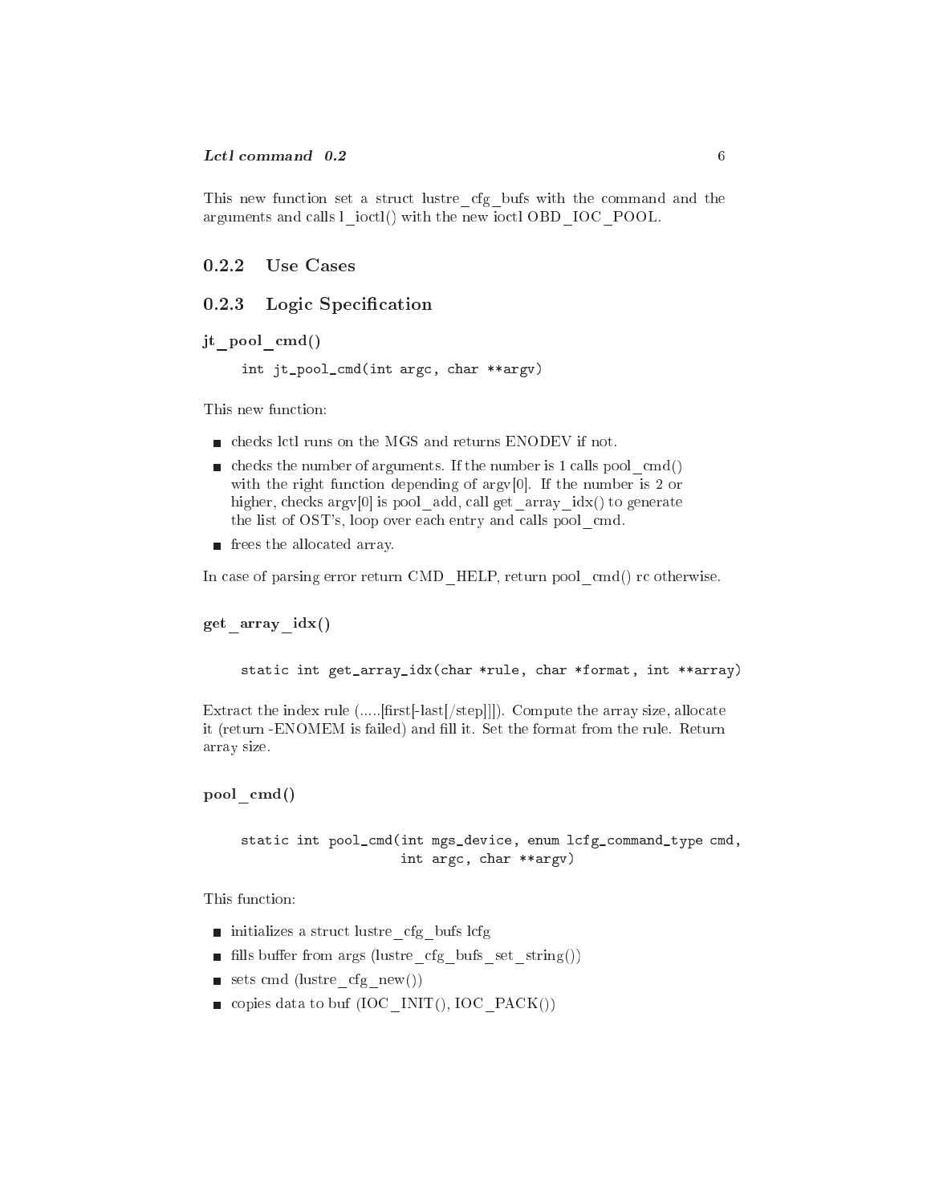This new function set a struct lustre_cfg_bufs with the command and the arguments and calls l_ioctl() with the new ioctl OBD_IOC_POOL.

### 0.2.2 Use Cases

### 0.2.3 Logic Specification

#### jt_pool_cmd()

```
int jt_pool_cmd(int argc, char **argv)
```

This new function:

- checks lctl runs on the MGS and returns ENODEV if not.
- checks the number of arguments. If the number is 1 calls pool_cmd() with the right function depending of argv[0]. If the number is 2 or higher, checks argv[0] is pool_add, call get_array_idx() to generate the list of OST's, loop over each entry and calls pool_cmd.
- frees the allocated array.

In case of parsing error return CMD_HELP, return pool_cmd() rc otherwise.

#### get_array_idx()

```
static int get_array_idx(char *rule, char *format, int **array)
```

Extract the index rule (.....[first[-last[/step]]]). Compute the array size, allocate it (return -ENOMEM is failed) and fill it. Set the format from the rule. Return array size.

#### pool_cmd()

```
static int pool_cmd(int mgs_device, enum lcfg_command_type cmd,
                    int argc, char **argv)
```

This function:

- initializes a struct lustre_cfg_bufs lcfg
- fills buffer from args (lustre_cfg_bufs_set_string())
- sets cmd (lustre_cfg_new())
- copies data to buf (IOC_INIT(), IOC_PACK())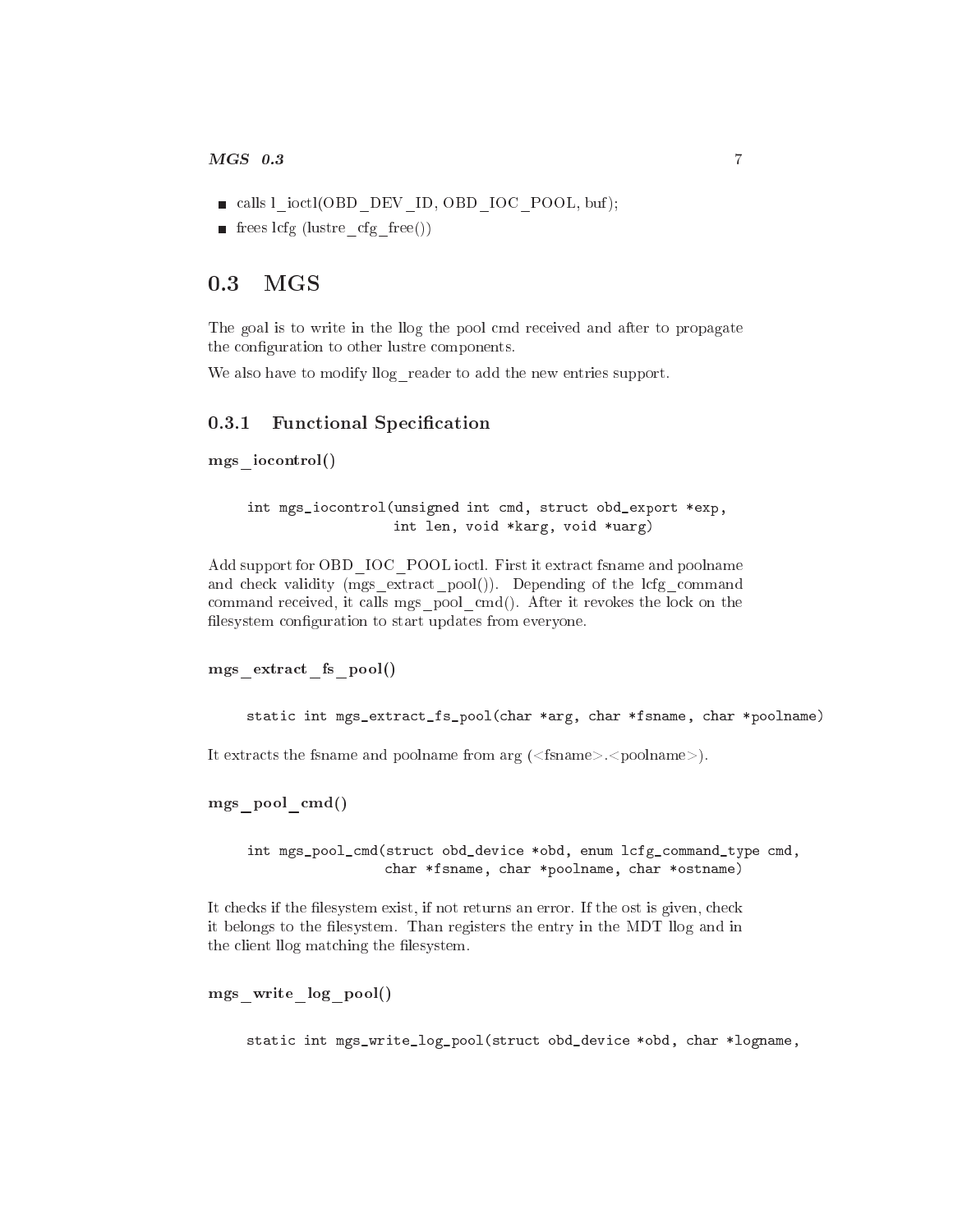- calls l_ioctl(OBD_DEV_ID, OBD_IOC_POOL, buf);
- frees lcfg (lustre_cfg_free())

## 0.3 MGS

The goal is to write in the llog the pool cmd received and after to propagate the configuration to other lustre components.

We also have to modify llog_reader to add the new entries support.

### 0.3.1 Functional Specification

**mgs_iocontrol()**

```
int mgs_iocontrol(unsigned int cmd, struct obd_export *exp,
                  int len, void *karg, void *uarg)
```

Add support for OBD_IOC_POOL ioctl. First it extract fsname and poolname and check validity (mgs_extract_pool()). Depending of the lcfg_command command received, it calls mgs_pool_cmd(). After it revokes the lock on the filesystem configuration to start updates from everyone.

**mgs_extract_fs_pool()**

```
static int mgs_extract_fs_pool(char *arg, char *fsname, char *poolname)
```

It extracts the fsname and poolname from arg (<fsname>.<poolname>).

**mgs_pool_cmd()**

```
int mgs_pool_cmd(struct obd_device *obd, enum lcfg_command_type cmd,
                 char *fsname, char *poolname, char *ostname)
```

It checks if the filesystem exist, if not returns an error. If the ost is given, check it belongs to the filesystem. Than registers the entry in the MDT llog and in the client llog matching the filesystem.

**mgs_write_log_pool()**

```
static int mgs_write_log_pool(struct obd_device *obd, char *logname,
```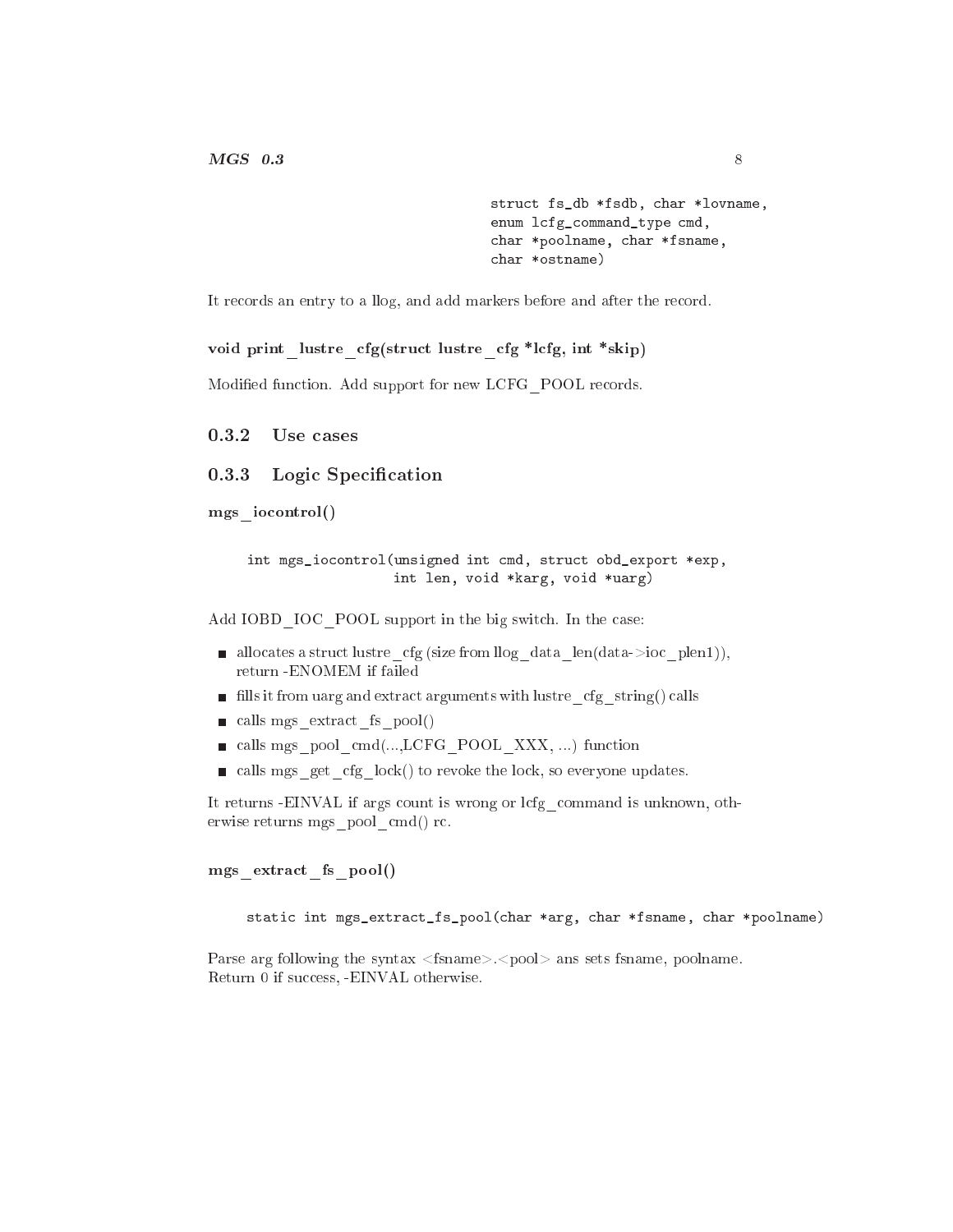```
                                    struct fs_db *fsdb, char *lovname,
                                    enum lcfg_command_type cmd,
                                    char *poolname, char *fsname,
                                    char *ostname)
```

It records an entry to a llog, and add markers before and after the record.

**void print_lustre_cfg(struct lustre_cfg *lcfg, int *skip)**

Modified function. Add support for new LCFG_POOL records.

### 0.3.2 Use cases

### 0.3.3 Logic Specification

**mgs_iocontrol()**

```
int mgs_iocontrol(unsigned int cmd, struct obd_export *exp,
                  int len, void *karg, void *uarg)
```

Add IOBD_IOC_POOL support in the big switch. In the case:

- allocates a struct lustre_cfg (size from llog_data_len(data->ioc_plen1)), return -ENOMEM if failed
- fills it from uarg and extract arguments with lustre_cfg_string() calls
- calls mgs_extract_fs_pool()
- calls mgs_pool_cmd(...,LCFG_POOL_XXX, ...) function
- calls mgs_get_cfg_lock() to revoke the lock, so everyone updates.

It returns -EINVAL if args count is wrong or lcfg_command is unknown, otherwise returns mgs_pool_cmd() rc.

**mgs_extract_fs_pool()**

```
static int mgs_extract_fs_pool(char *arg, char *fsname, char *poolname)
```

Parse arg following the syntax <fsname>.<pool> ans sets fsname, poolname. Return 0 if success, -EINVAL otherwise.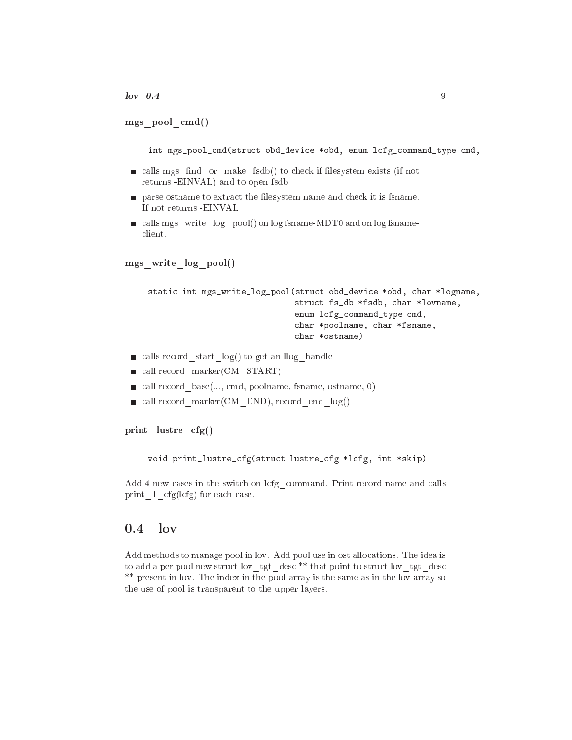**mgs_pool_cmd()**

```
int mgs_pool_cmd(struct obd_device *obd, enum lcfg_command_type cmd,
```

- calls mgs_find_or_make_fsdb() to check if filesystem exists (if not returns -EINVAL) and to open fsdb
- parse ostname to extract the filesystem name and check it is fsname. If not returns -EINVAL
- calls mgs_write_log_pool() on log fsname-MDT0 and on log fsname-client.

**mgs_write_log_pool()**

```
static int mgs_write_log_pool(struct obd_device *obd, char *logname,
                              struct fs_db *fsdb, char *lovname,
                              enum lcfg_command_type cmd,
                              char *poolname, char *fsname,
                              char *ostname)
```

- calls record_start_log() to get an llog_handle
- call record_marker(CM_START)
- call record_base(..., cmd, poolname, fsname, ostname, 0)
- call record_marker(CM_END), record_end_log()

**print_lustre_cfg()**

```
void print_lustre_cfg(struct lustre_cfg *lcfg, int *skip)
```

Add 4 new cases in the switch on lcfg_command. Print record name and calls print_1_cfg(lcfg) for each case.

## 0.4 lov

Add methods to manage pool in lov. Add pool use in ost allocations. The idea is to add a per pool new struct lov_tgt_desc ** that point to struct lov_tgt_desc ** present in lov. The index in the pool array is the same as in the lov array so the use of pool is transparent to the upper layers.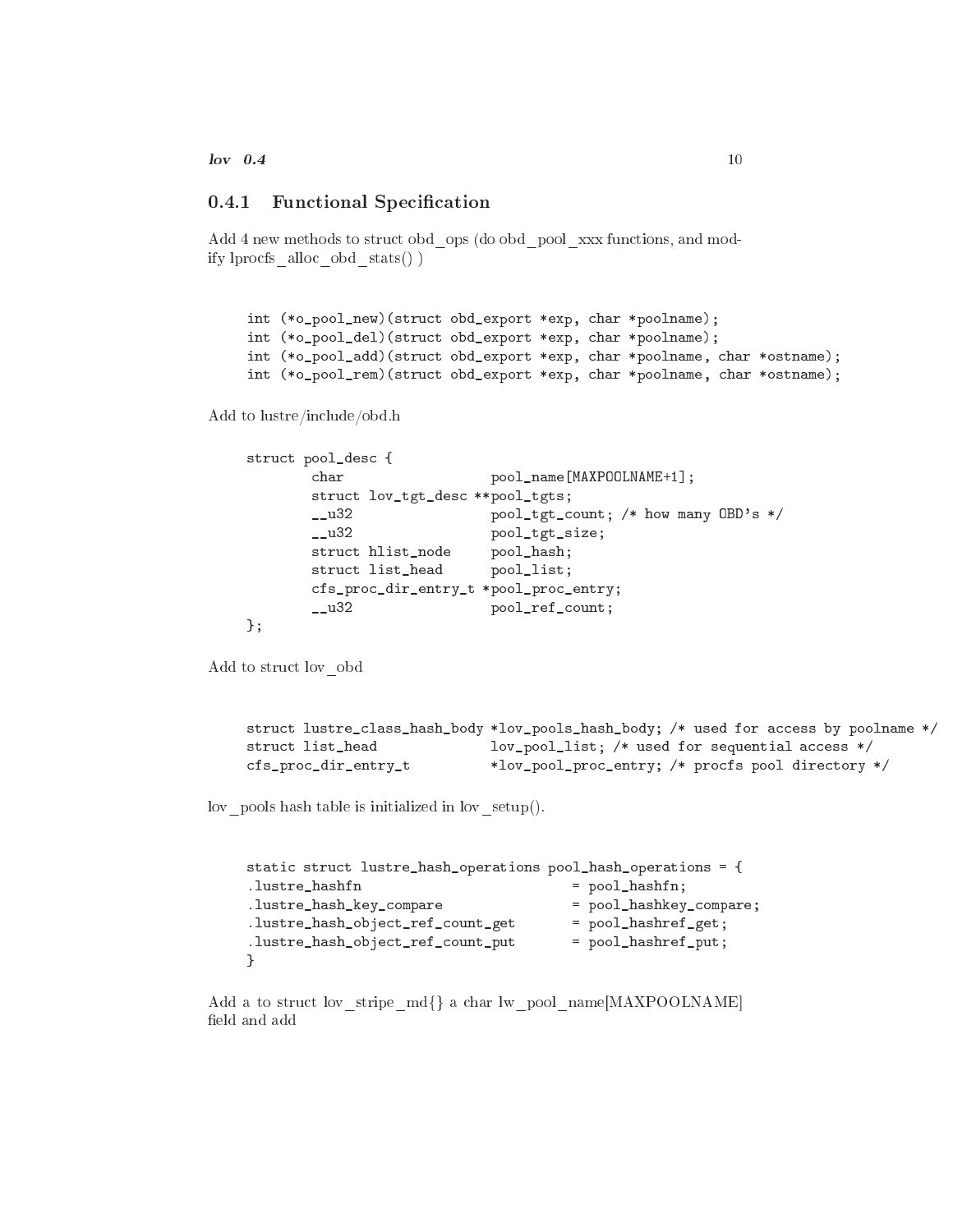### 0.4.1 Functional Specification

Add 4 new methods to struct obd_ops (do obd_pool_xxx functions, and modify lprocfs_alloc_obd_stats() )

```
int (*o_pool_new)(struct obd_export *exp, char *poolname);
int (*o_pool_del)(struct obd_export *exp, char *poolname);
int (*o_pool_add)(struct obd_export *exp, char *poolname, char *ostname);
int (*o_pool_rem)(struct obd_export *exp, char *poolname, char *ostname);
```

Add to lustre/include/obd.h

```
struct pool_desc {
        char                  pool_name[MAXPOOLNAME+1];
        struct lov_tgt_desc **pool_tgts;
        __u32                 pool_tgt_count; /* how many OBD's */
        __u32                 pool_tgt_size;
        struct hlist_node     pool_hash;
        struct list_head      pool_list;
        cfs_proc_dir_entry_t *pool_proc_entry;
        __u32                 pool_ref_count;
};
```

Add to struct lov_obd

```
struct lustre_class_hash_body *lov_pools_hash_body; /* used for access by poolname */
struct list_head              lov_pool_list; /* used for sequential access */
cfs_proc_dir_entry_t          *lov_pool_proc_entry; /* procfs pool directory */
```

lov_pools hash table is initialized in lov_setup().

```
static struct lustre_hash_operations pool_hash_operations = {
.lustre_hashfn                        = pool_hashfn;
.lustre_hash_key_compare              = pool_hashkey_compare;
.lustre_hash_object_ref_count_get     = pool_hashref_get;
.lustre_hash_object_ref_count_put     = pool_hashref_put;
}
```

Add a to struct lov_stripe_md{} a char lw_pool_name[MAXPOOLNAME] field and add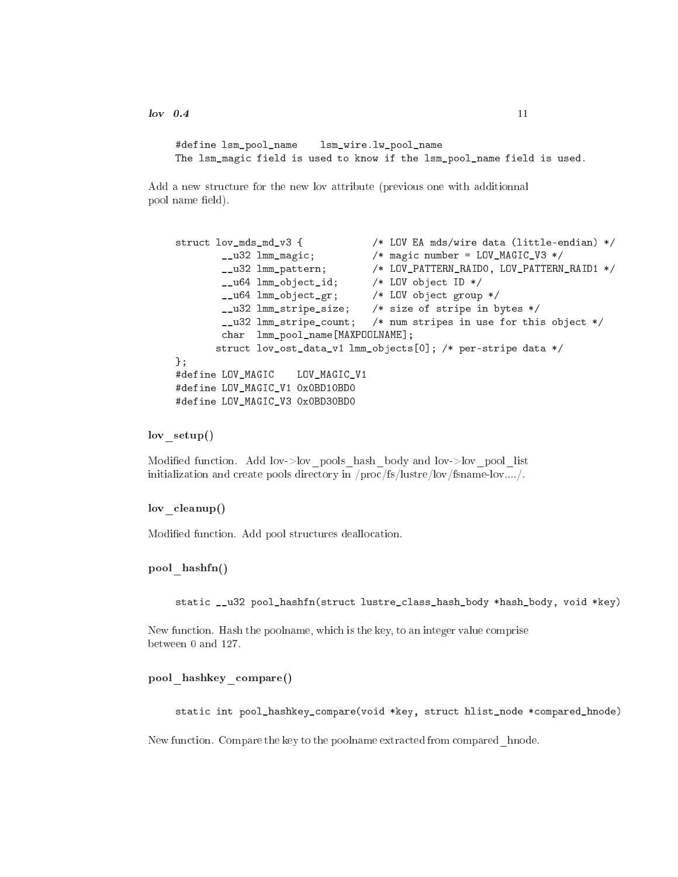```
#define lsm_pool_name    lsm_wire.lw_pool_name
The lsm_magic field is used to know if the lsm_pool_name field is used.
```

Add a new structure for the new lov attribute (previous one with additionnal pool name field).

```
struct lov_mds_md_v3 {            /* LOV EA mds/wire data (little-endian) */
        __u32 lmm_magic;          /* magic number = LOV_MAGIC_V3 */
        __u32 lmm_pattern;        /* LOV_PATTERN_RAID0, LOV_PATTERN_RAID1 */
        __u64 lmm_object_id;      /* LOV object ID */
        __u64 lmm_object_gr;      /* LOV object group */
        __u32 lmm_stripe_size;    /* size of stripe in bytes */
        __u32 lmm_stripe_count;   /* num stripes in use for this object */
        char  lmm_pool_name[MAXPOOLNAME];
       struct lov_ost_data_v1 lmm_objects[0]; /* per-stripe data */
};
#define LOV_MAGIC    LOV_MAGIC_V1
#define LOV_MAGIC_V1 0x0BD10BD0
#define LOV_MAGIC_V3 0x0BD30BD0
```

### lov_setup()

Modified function. Add lov->lov_pools_hash_body and lov->lov_pool_list initialization and create pools directory in /proc/fs/lustre/lov/fsname-lov..../.

### lov_cleanup()

Modified function. Add pool structures deallocation.

### pool_hashfn()

```
static __u32 pool_hashfn(struct lustre_class_hash_body *hash_body, void *key)
```

New function. Hash the poolname, which is the key, to an integer value comprise between 0 and 127.

### pool_hashkey_compare()

```
static int pool_hashkey_compare(void *key, struct hlist_node *compared_hnode)
```

New function. Compare the key to the poolname extracted from compared_hnode.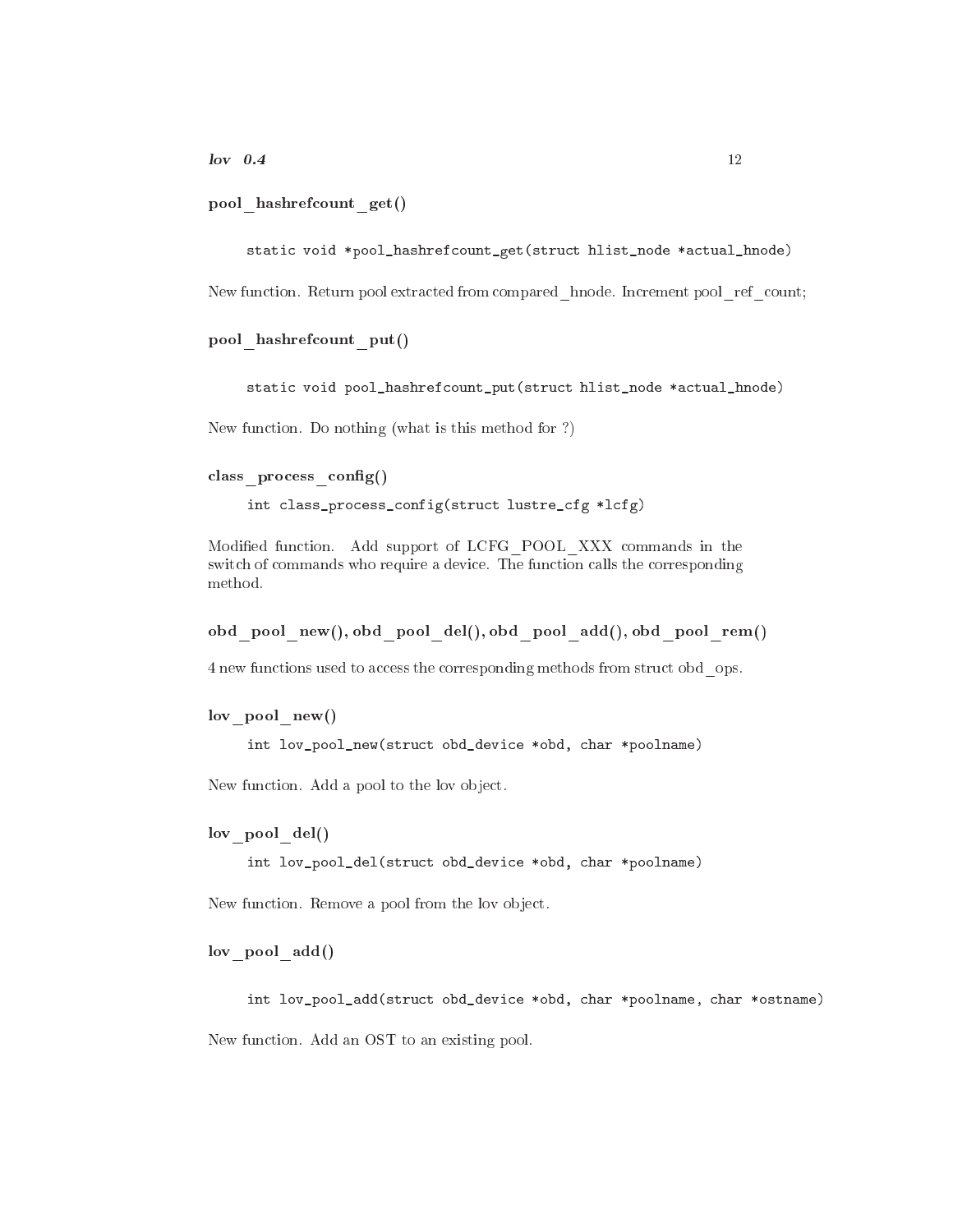### pool_hashrefcount_get()

```
static void *pool_hashrefcount_get(struct hlist_node *actual_hnode)
```

New function. Return pool extracted from compared_hnode. Increment pool_ref_count;

### pool_hashrefcount_put()

```
static void pool_hashrefcount_put(struct hlist_node *actual_hnode)
```

New function. Do nothing (what is this method for ?)

### class_process_config()

```
int class_process_config(struct lustre_cfg *lcfg)
```

Modified function. Add support of LCFG_POOL_XXX commands in the switch of commands who require a device. The function calls the corresponding method.

### obd_pool_new(), obd_pool_del(), obd_pool_add(), obd_pool_rem()

4 new functions used to access the corresponding methods from struct obd_ops.

### lov_pool_new()

```
int lov_pool_new(struct obd_device *obd, char *poolname)
```

New function. Add a pool to the lov object.

### lov_pool_del()

```
int lov_pool_del(struct obd_device *obd, char *poolname)
```

New function. Remove a pool from the lov object.

### lov_pool_add()

```
int lov_pool_add(struct obd_device *obd, char *poolname, char *ostname)
```

New function. Add an OST to an existing pool.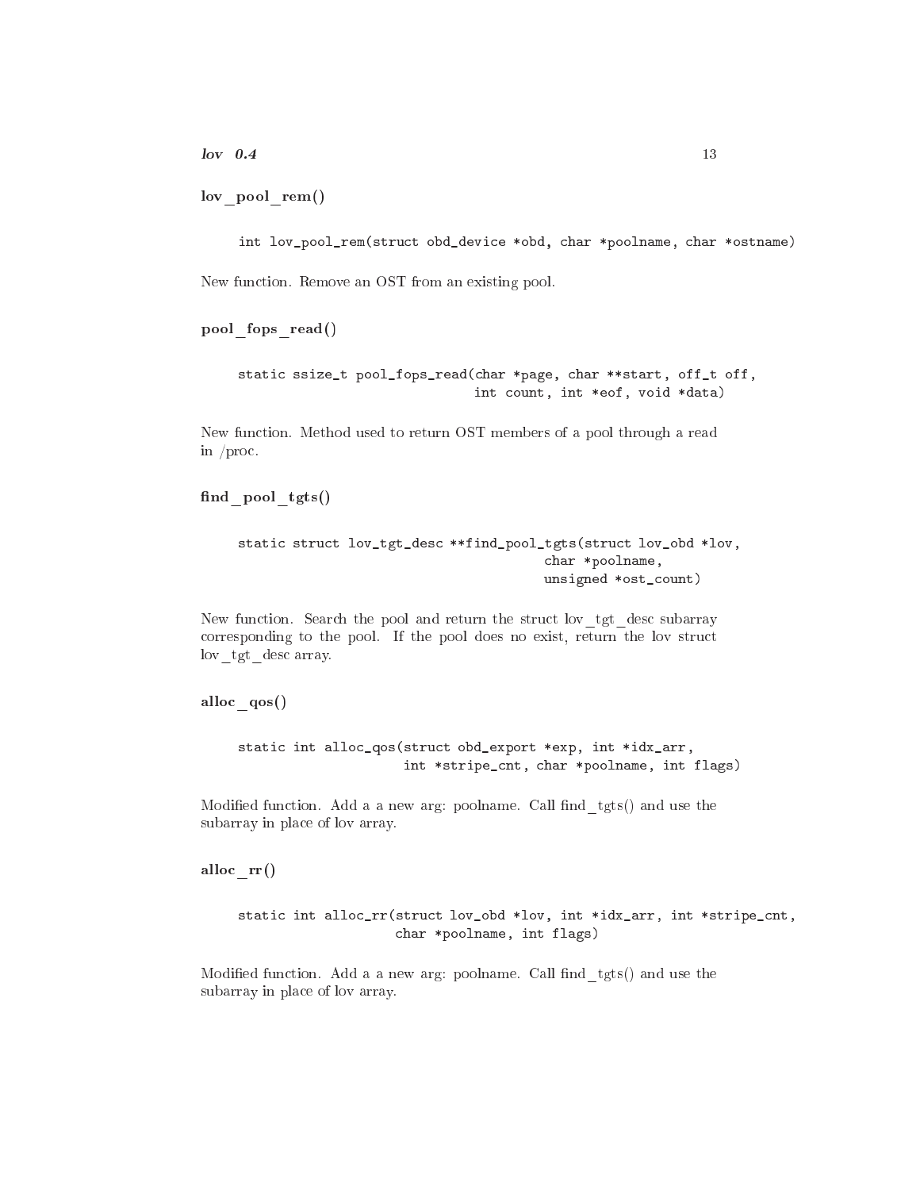### lov_pool_rem()

```
int lov_pool_rem(struct obd_device *obd, char *poolname, char *ostname)
```

New function. Remove an OST from an existing pool.

### pool_fops_read()

```
static ssize_t pool_fops_read(char *page, char **start, off_t off,
                              int count, int *eof, void *data)
```

New function. Method used to return OST members of a pool through a read in /proc.

### find_pool_tgts()

```
static struct lov_tgt_desc **find_pool_tgts(struct lov_obd *lov,
                                            char *poolname,
                                            unsigned *ost_count)
```

New function. Search the pool and return the struct lov_tgt_desc subarray corresponding to the pool. If the pool does no exist, return the lov struct lov_tgt_desc array.

### alloc_qos()

```
static int alloc_qos(struct obd_export *exp, int *idx_arr,
                     int *stripe_cnt, char *poolname, int flags)
```

Modified function. Add a a new arg: poolname. Call find_tgts() and use the subarray in place of lov array.

### alloc_rr()

```
static int alloc_rr(struct lov_obd *lov, int *idx_arr, int *stripe_cnt,
                    char *poolname, int flags)
```

Modified function. Add a a new arg: poolname. Call find_tgts() and use the subarray in place of lov array.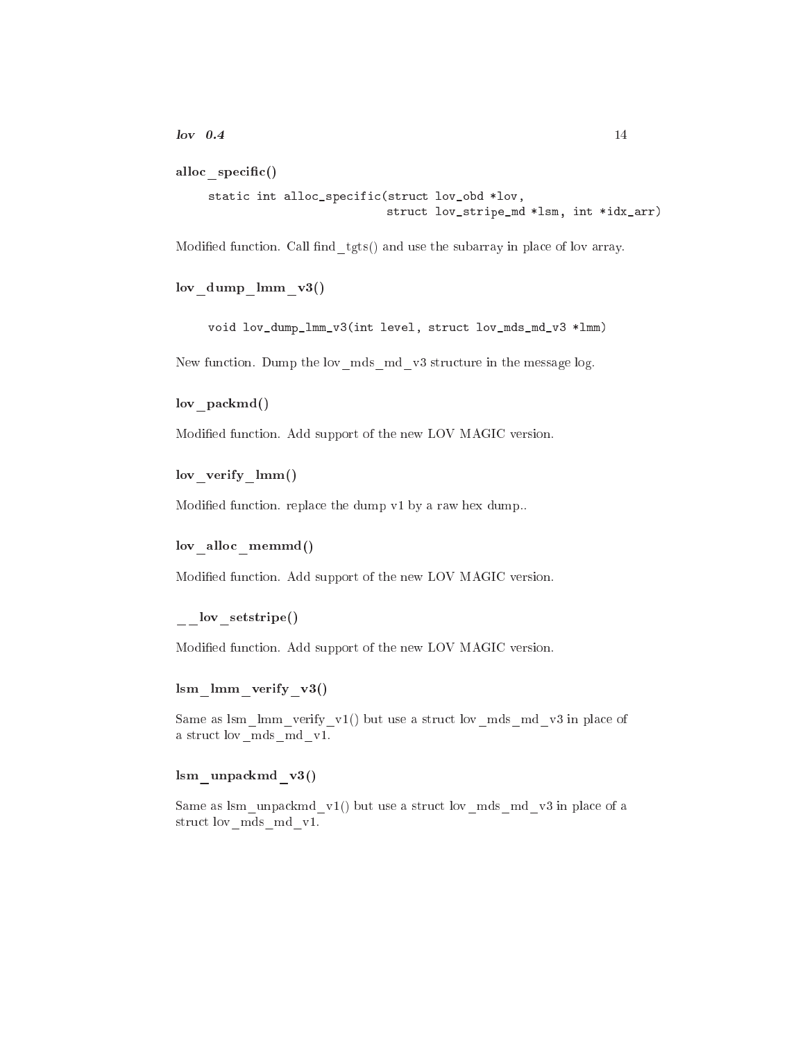### alloc_specific()

```
static int alloc_specific(struct lov_obd *lov,
                          struct lov_stripe_md *lsm, int *idx_arr)
```

Modified function. Call find_tgts() and use the subarray in place of lov array.

### lov_dump_lmm_v3()

```
void lov_dump_lmm_v3(int level, struct lov_mds_md_v3 *lmm)
```

New function. Dump the lov_mds_md_v3 structure in the message log.

### lov_packmd()

Modified function. Add support of the new LOV MAGIC version.

### lov_verify_lmm()

Modified function. replace the dump v1 by a raw hex dump..

### lov_alloc_memmd()

Modified function. Add support of the new LOV MAGIC version.

### __lov_setstripe()

Modified function. Add support of the new LOV MAGIC version.

### lsm_lmm_verify_v3()

Same as lsm_lmm_verify_v1() but use a struct lov_mds_md_v3 in place of a struct lov_mds_md_v1.

### lsm_unpackmd_v3()

Same as lsm_unpackmd_v1() but use a struct lov_mds_md_v3 in place of a struct lov_mds_md_v1.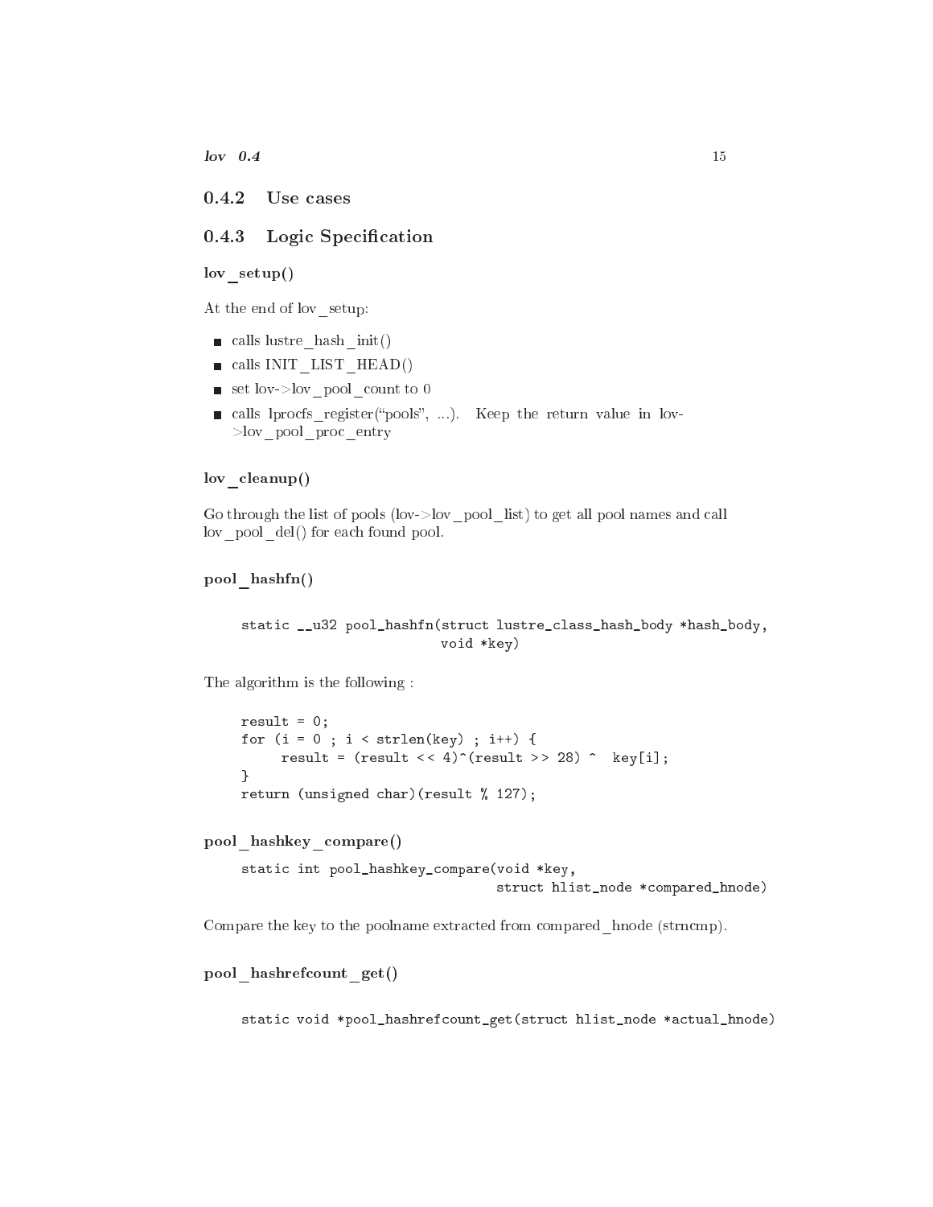### 0.4.2 Use cases

### 0.4.3 Logic Specification

**lov_setup()**

At the end of lov_setup:

- calls lustre_hash_init()
- calls INIT_LIST_HEAD()
- set lov->lov_pool_count to 0
- calls lprocfs_register("pools", ...). Keep the return value in lov->lov_pool_proc_entry

**lov_cleanup()**

Go through the list of pools (lov->lov_pool_list) to get all pool names and call lov_pool_del() for each found pool.

**pool_hashfn()**

```
static __u32 pool_hashfn(struct lustre_class_hash_body *hash_body,
                          void *key)
```

The algorithm is the following :

```
result = 0;
for (i = 0 ; i < strlen(key) ; i++) {
     result = (result << 4)^(result >> 28) ^  key[i];
}
return (unsigned char)(result % 127);
```

**pool_hashkey_compare()**

```
static int pool_hashkey_compare(void *key,
                                struct hlist_node *compared_hnode)
```

Compare the key to the poolname extracted from compared_hnode (strncmp).

**pool_hashrefcount_get()**

```
static void *pool_hashrefcount_get(struct hlist_node *actual_hnode)
```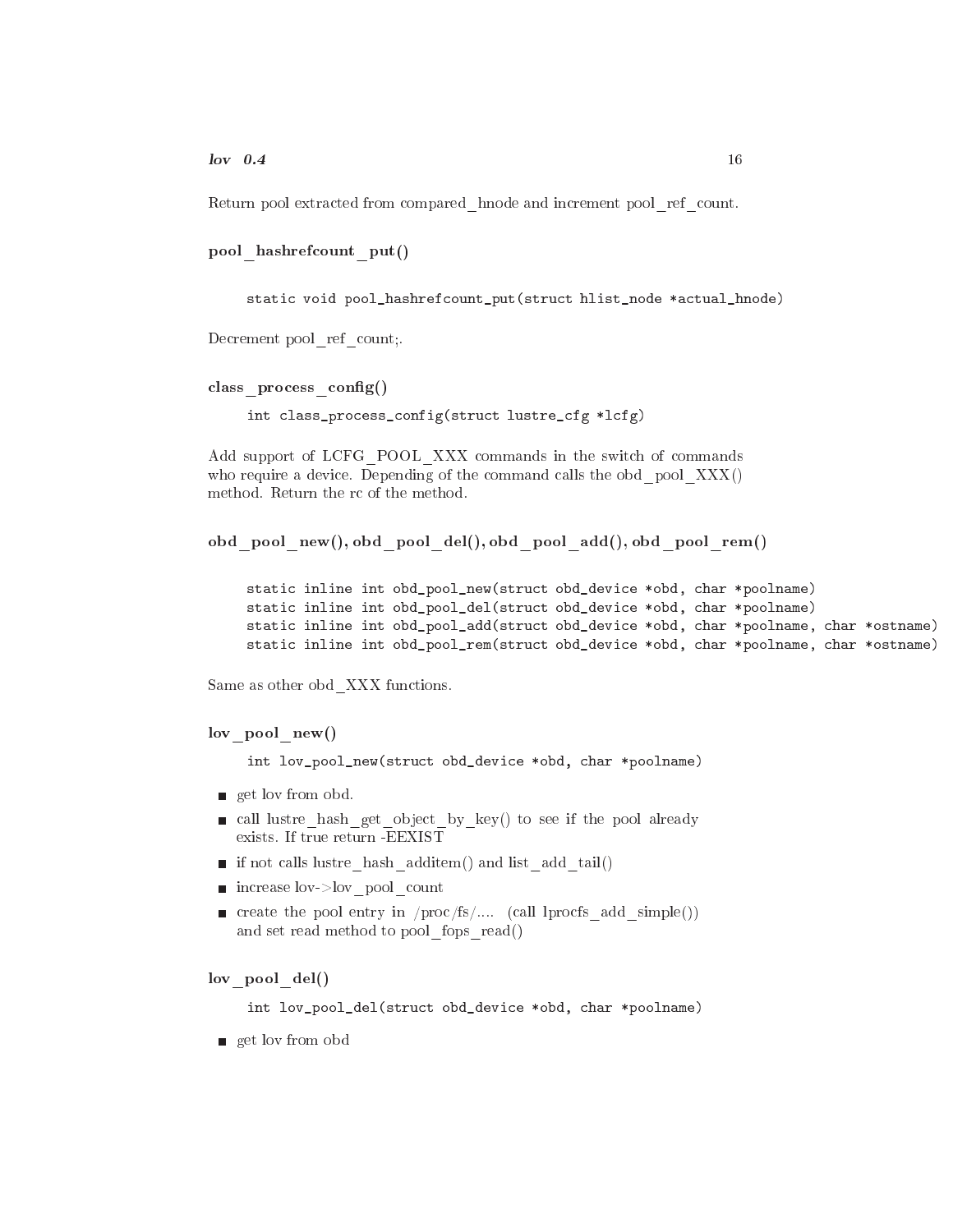Return pool extracted from compared_hnode and increment pool_ref_count.

### pool_hashrefcount_put()

```
static void pool_hashrefcount_put(struct hlist_node *actual_hnode)
```

Decrement pool_ref_count;.

### class_process_config()

```
int class_process_config(struct lustre_cfg *lcfg)
```

Add support of LCFG_POOL_XXX commands in the switch of commands who require a device. Depending of the command calls the obd_pool_XXX() method. Return the rc of the method.

### obd_pool_new(), obd_pool_del(), obd_pool_add(), obd_pool_rem()

```
static inline int obd_pool_new(struct obd_device *obd, char *poolname)
static inline int obd_pool_del(struct obd_device *obd, char *poolname)
static inline int obd_pool_add(struct obd_device *obd, char *poolname, char *ostname)
static inline int obd_pool_rem(struct obd_device *obd, char *poolname, char *ostname)
```

Same as other obd_XXX functions.

### lov_pool_new()

```
int lov_pool_new(struct obd_device *obd, char *poolname)
```

- get lov from obd.
- call lustre_hash_get_object_by_key() to see if the pool already exists. If true return -EEXIST
- if not calls lustre_hash_additem() and list_add_tail()
- increase lov->lov_pool_count
- create the pool entry in /proc/fs/.... (call lprocfs_add_simple()) and set read method to pool_fops_read()

### lov_pool_del()

```
int lov_pool_del(struct obd_device *obd, char *poolname)
```

- get lov from obd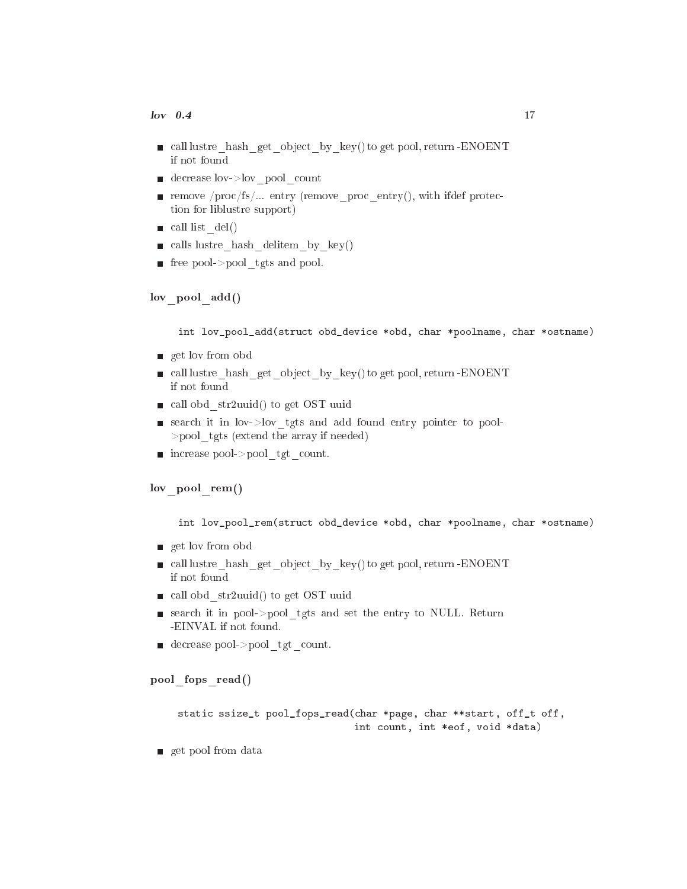- call lustre_hash_get_object_by_key() to get pool, return -ENOENT if not found
- decrease lov->lov_pool_count
- remove /proc/fs/... entry (remove_proc_entry(), with ifdef protection for liblustre support)
- call list_del()
- calls lustre_hash_delitem_by_key()
- free pool->pool_tgts and pool.

### lov_pool_add()

```
int lov_pool_add(struct obd_device *obd, char *poolname, char *ostname)
```

- get lov from obd
- call lustre_hash_get_object_by_key() to get pool, return -ENOENT if not found
- call obd_str2uuid() to get OST uuid
- search it in lov->lov_tgts and add found entry pointer to pool->pool_tgts (extend the array if needed)
- increase pool->pool_tgt_count.

### lov_pool_rem()

```
int lov_pool_rem(struct obd_device *obd, char *poolname, char *ostname)
```

- get lov from obd
- call lustre_hash_get_object_by_key() to get pool, return -ENOENT if not found
- call obd_str2uuid() to get OST uuid
- search it in pool->pool_tgts and set the entry to NULL. Return -EINVAL if not found.
- decrease pool->pool_tgt_count.

### pool_fops_read()

```
static ssize_t pool_fops_read(char *page, char **start, off_t off,
                              int count, int *eof, void *data)
```

- get pool from data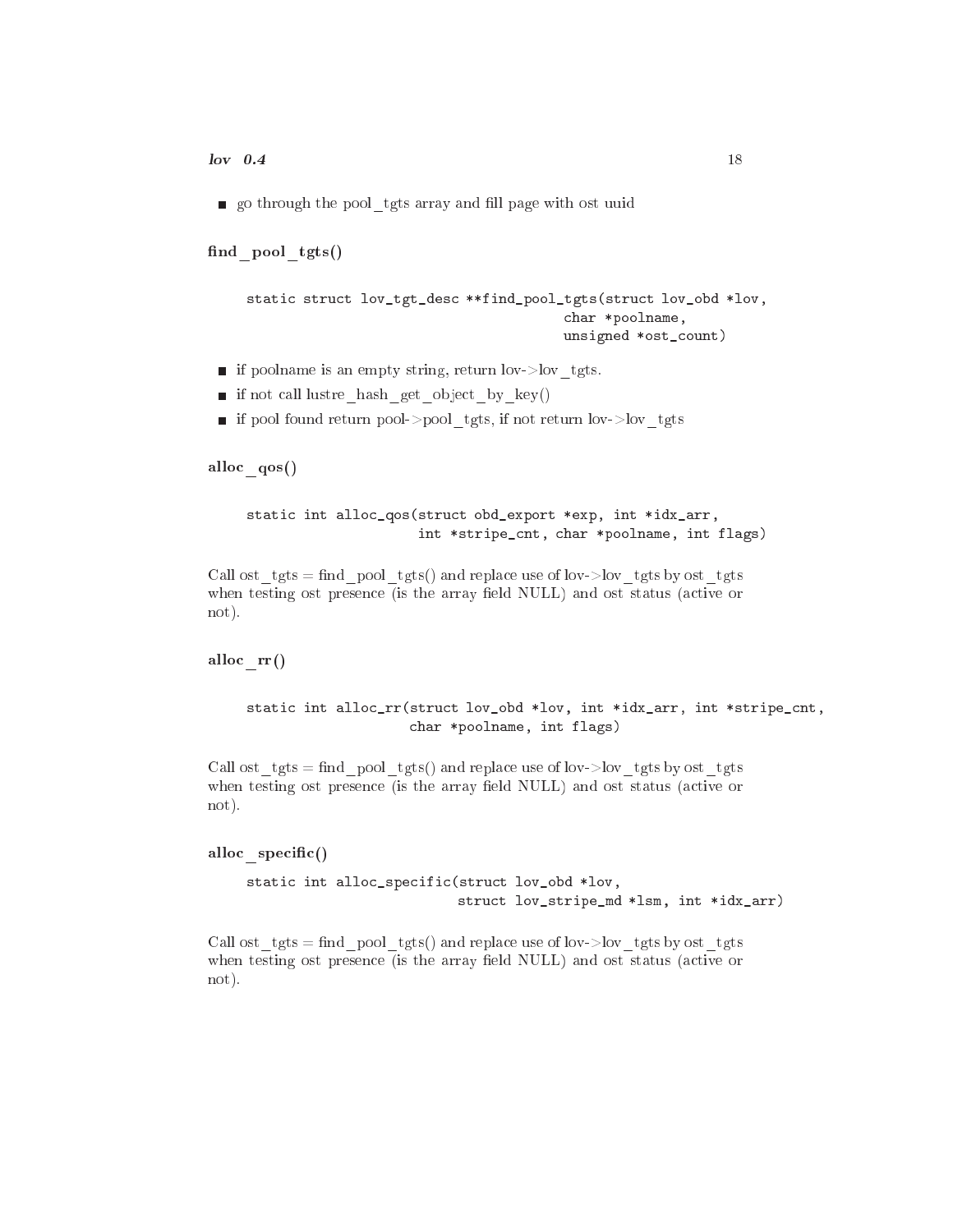- go through the pool_tgts array and fill page with ost uuid

### find_pool_tgts()

```
static struct lov_tgt_desc **find_pool_tgts(struct lov_obd *lov,
                                            char *poolname,
                                            unsigned *ost_count)
```

- if poolname is an empty string, return lov->lov_tgts.
- if not call lustre_hash_get_object_by_key()
- if pool found return pool->pool_tgts, if not return lov->lov_tgts

### alloc_qos()

```
static int alloc_qos(struct obd_export *exp, int *idx_arr,
                     int *stripe_cnt, char *poolname, int flags)
```

Call ost_tgts = find_pool_tgts() and replace use of lov->lov_tgts by ost_tgts when testing ost presence (is the array field NULL) and ost status (active or not).

### alloc_rr()

```
static int alloc_rr(struct lov_obd *lov, int *idx_arr, int *stripe_cnt,
                    char *poolname, int flags)
```

Call ost_tgts = find_pool_tgts() and replace use of lov->lov_tgts by ost_tgts when testing ost presence (is the array field NULL) and ost status (active or not).

### alloc_specific()

```
static int alloc_specific(struct lov_obd *lov,
                          struct lov_stripe_md *lsm, int *idx_arr)
```

Call ost_tgts = find_pool_tgts() and replace use of lov->lov_tgts by ost_tgts when testing ost presence (is the array field NULL) and ost status (active or not).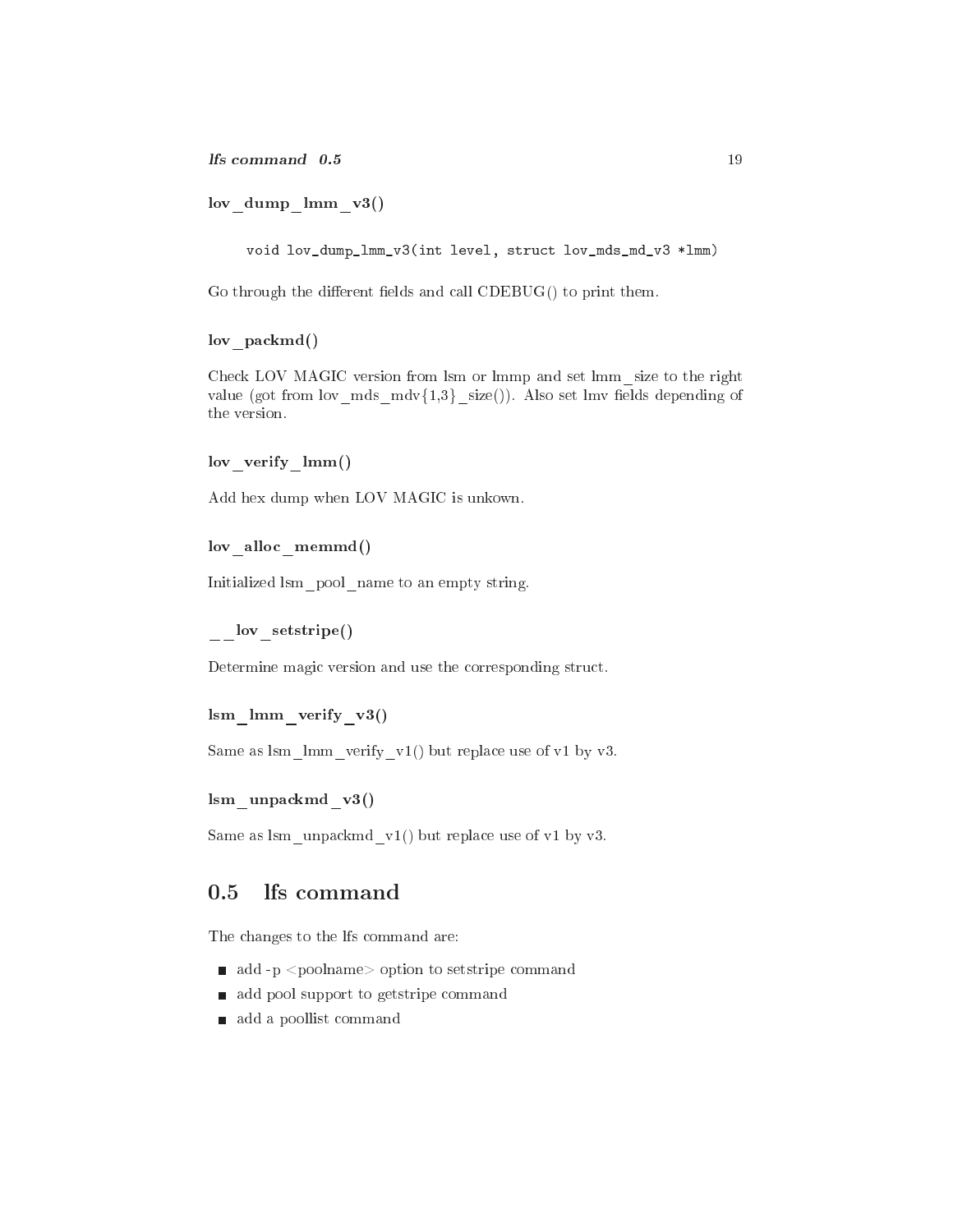#### lov_dump_lmm_v3()

```
void lov_dump_lmm_v3(int level, struct lov_mds_md_v3 *lmm)
```

Go through the different fields and call CDEBUG() to print them.

#### lov_packmd()

Check LOV MAGIC version from lsm or lmmp and set lmm_size to the right value (got from lov_mds_mdv{1,3}_size()). Also set lmv fields depending of the version.

#### lov_verify_lmm()

Add hex dump when LOV MAGIC is unkown.

#### lov_alloc_memmd()

Initialized lsm_pool_name to an empty string.

#### __lov_setstripe()

Determine magic version and use the corresponding struct.

#### lsm_lmm_verify_v3()

Same as lsm_lmm_verify_v1() but replace use of v1 by v3.

#### lsm_unpackmd_v3()

Same as lsm_unpackmd_v1() but replace use of v1 by v3.

## 0.5 lfs command

The changes to the lfs command are:

- add -p <poolname> option to setstripe command
- add pool support to getstripe command
- add a poollist command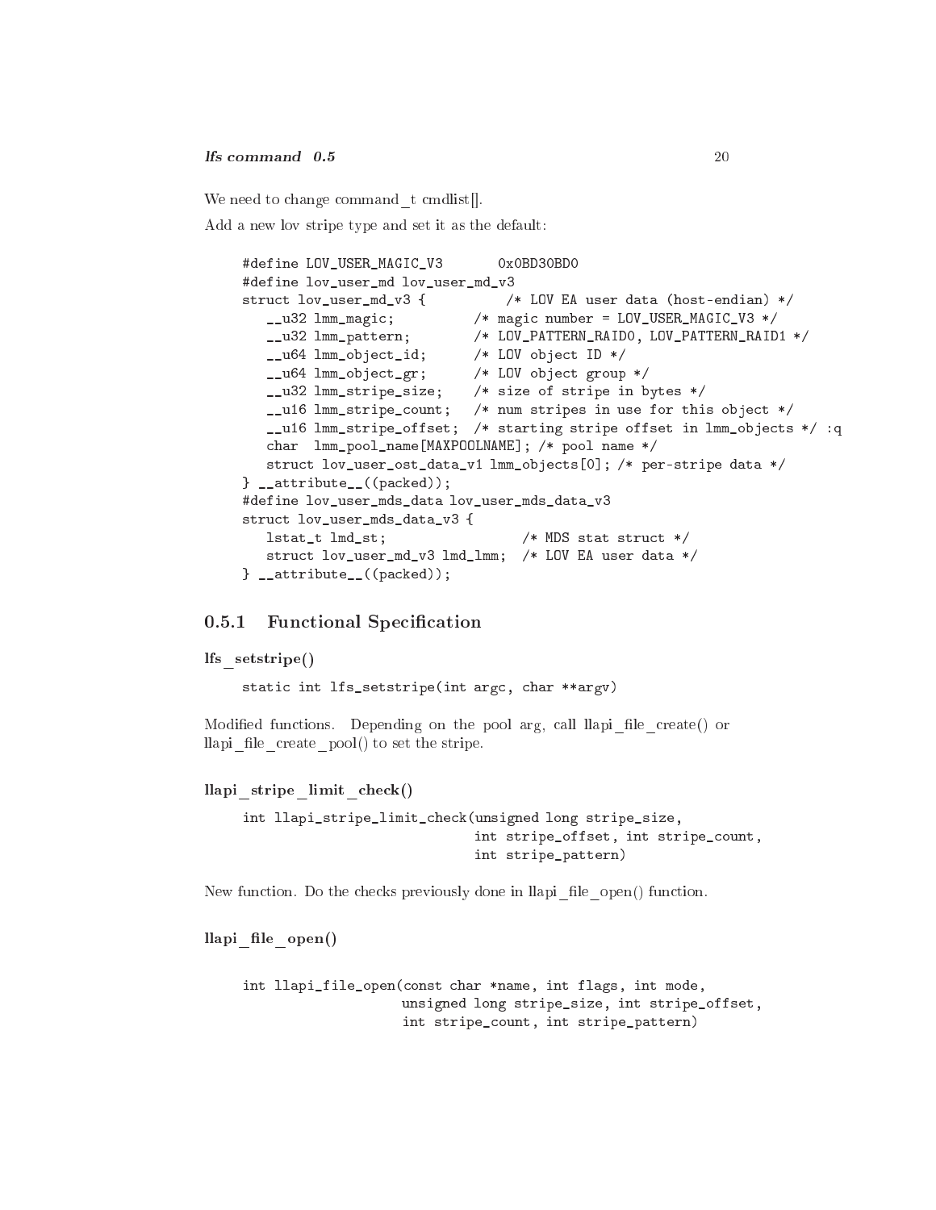We need to change command_t cmdlist[].

Add a new lov stripe type and set it as the default:

```
#define LOV_USER_MAGIC_V3       0x0BD30BD0
#define lov_user_md lov_user_md_v3
struct lov_user_md_v3 {          /* LOV EA user data (host-endian) */
   __u32 lmm_magic;          /* magic number = LOV_USER_MAGIC_V3 */
   __u32 lmm_pattern;        /* LOV_PATTERN_RAID0, LOV_PATTERN_RAID1 */
   __u64 lmm_object_id;      /* LOV object ID */
   __u64 lmm_object_gr;      /* LOV object group */
   __u32 lmm_stripe_size;    /* size of stripe in bytes */
   __u16 lmm_stripe_count;   /* num stripes in use for this object */
   __u16 lmm_stripe_offset;  /* starting stripe offset in lmm_objects */ :q
   char  lmm_pool_name[MAXPOOLNAME]; /* pool name */
   struct lov_user_ost_data_v1 lmm_objects[0]; /* per-stripe data */
} __attribute__((packed));
#define lov_user_mds_data lov_user_mds_data_v3
struct lov_user_mds_data_v3 {
   lstat_t lmd_st;                 /* MDS stat struct */
   struct lov_user_md_v3 lmd_lmm;  /* LOV EA user data */
} __attribute__((packed));
```

### 0.5.1 Functional Specification

**lfs_setstripe()**

```
static int lfs_setstripe(int argc, char **argv)
```

Modified functions. Depending on the pool arg, call llapi_file_create() or llapi_file_create_pool() to set the stripe.

**llapi_stripe_limit_check()**

```
int llapi_stripe_limit_check(unsigned long stripe_size,
                             int stripe_offset, int stripe_count,
                             int stripe_pattern)
```

New function. Do the checks previously done in llapi_file_open() function.

**llapi_file_open()**

```
int llapi_file_open(const char *name, int flags, int mode,
                    unsigned long stripe_size, int stripe_offset,
                    int stripe_count, int stripe_pattern)
```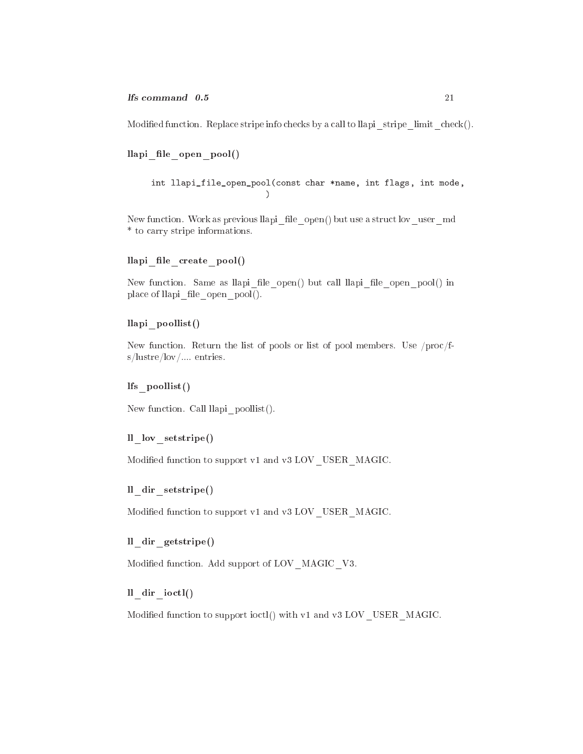Modified function. Replace stripe info checks by a call to llapi_stripe_limit_check().

### llapi_file_open_pool()

```
int llapi_file_open_pool(const char *name, int flags, int mode,
                         )
```

New function. Work as previous llapi_file_open() but use a struct lov_user_md * to carry stripe informations.

### llapi_file_create_pool()

New function. Same as llapi_file_open() but call llapi_file_open_pool() in place of llapi_file_open_pool().

### llapi_poollist()

New function. Return the list of pools or list of pool members. Use /proc/fs/lustre/lov/.... entries.

### lfs_poollist()

New function. Call llapi_poollist().

### ll_lov_setstripe()

Modified function to support v1 and v3 LOV_USER_MAGIC.

### ll_dir_setstripe()

Modified function to support v1 and v3 LOV_USER_MAGIC.

### ll_dir_getstripe()

Modified function. Add support of LOV_MAGIC_V3.

### ll_dir_ioctl()

Modified function to support ioctl() with v1 and v3 LOV_USER_MAGIC.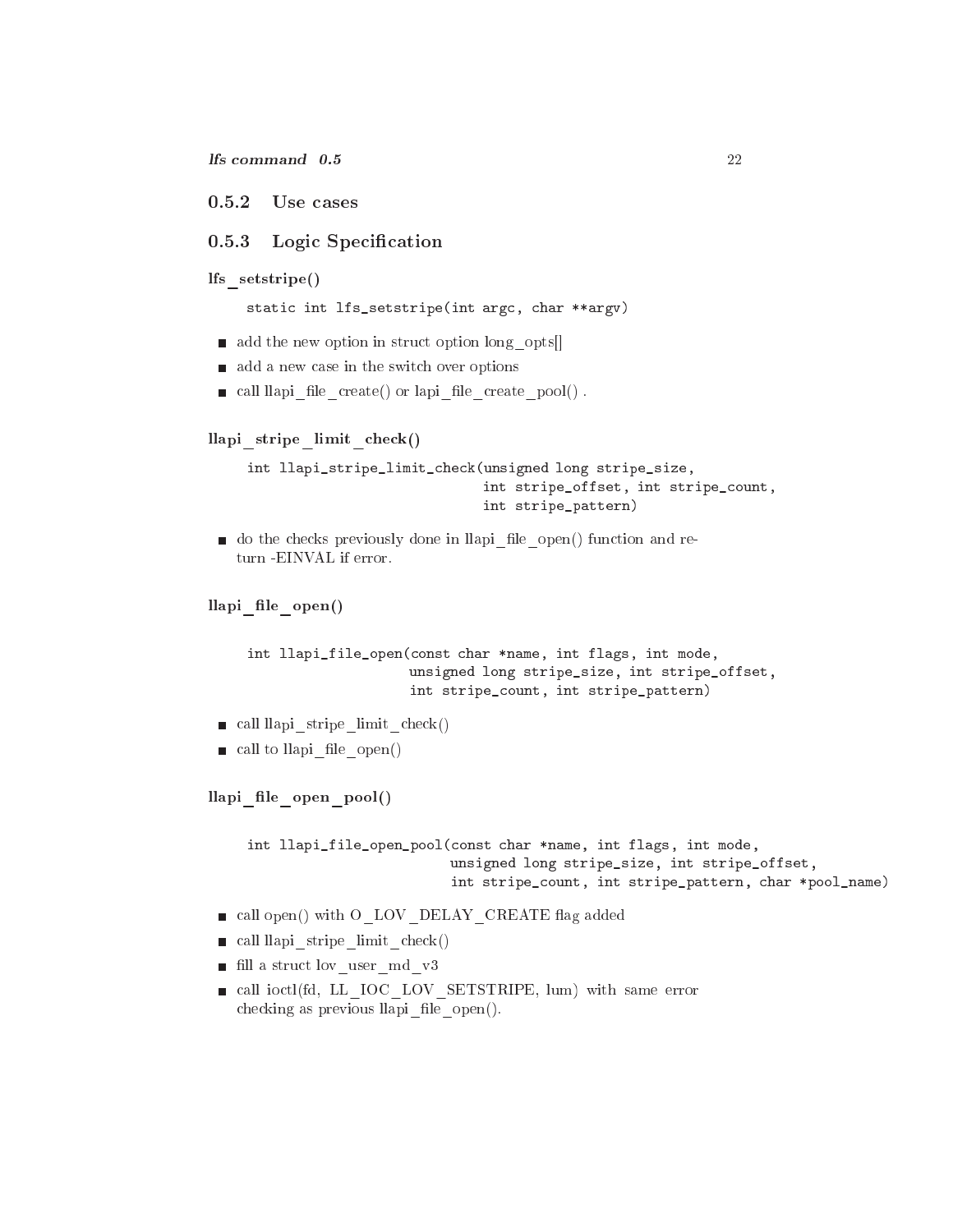### 0.5.2 Use cases

### 0.5.3 Logic Specification

**lfs_setstripe()**

```
static int lfs_setstripe(int argc, char **argv)
```

- add the new option in struct option long_opts[]
- add a new case in the switch over options
- call llapi_file_create() or lapi_file_create_pool() .

**llapi_stripe_limit_check()**

```
int llapi_stripe_limit_check(unsigned long stripe_size,
                             int stripe_offset, int stripe_count,
                             int stripe_pattern)
```

- do the checks previously done in llapi_file_open() function and return -EINVAL if error.

**llapi_file_open()**

```
int llapi_file_open(const char *name, int flags, int mode,
                    unsigned long stripe_size, int stripe_offset,
                    int stripe_count, int stripe_pattern)
```

- call llapi_stripe_limit_check()
- call to llapi_file_open()

**llapi_file_open_pool()**

```
int llapi_file_open_pool(const char *name, int flags, int mode,
                         unsigned long stripe_size, int stripe_offset,
                         int stripe_count, int stripe_pattern, char *pool_name)
```

- call open() with O_LOV_DELAY_CREATE flag added
- call llapi_stripe_limit_check()
- fill a struct lov_user_md_v3
- call ioctl(fd, LL_IOC_LOV_SETSTRIPE, lum) with same error checking as previous llapi_file_open().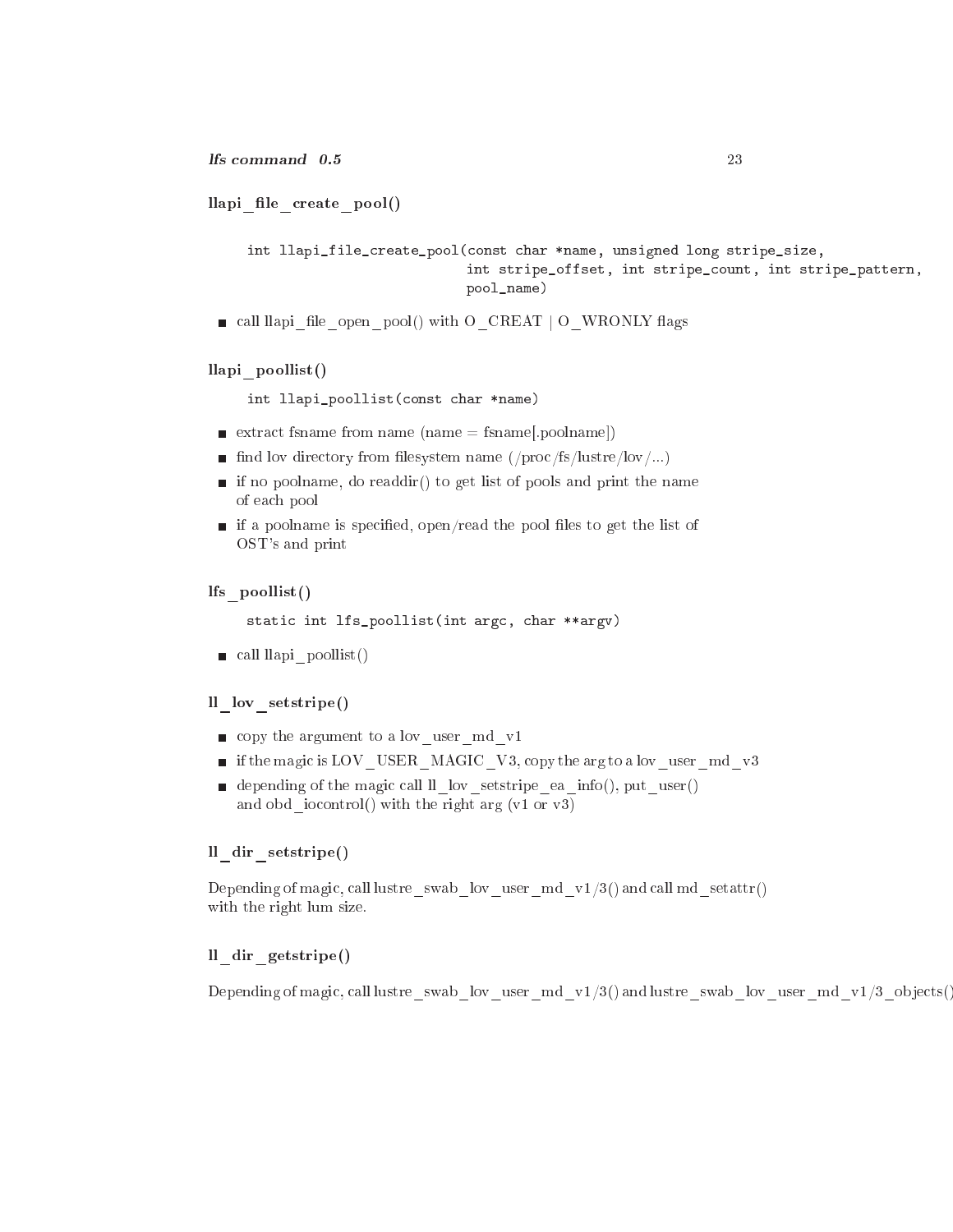### llapi_file_create_pool()

```
int llapi_file_create_pool(const char *name, unsigned long stripe_size,
                           int stripe_offset, int stripe_count, int stripe_pattern,
                           pool_name)
```

- call llapi_file_open_pool() with O_CREAT | O_WRONLY flags

### llapi_poollist()

```
int llapi_poollist(const char *name)
```

- extract fsname from name (name = fsname[.poolname])
- find lov directory from filesystem name (/proc/fs/lustre/lov/...)
- if no poolname, do readdir() to get list of pools and print the name of each pool
- if a poolname is specified, open/read the pool files to get the list of OST's and print

### lfs_poollist()

```
static int lfs_poollist(int argc, char **argv)
```

- call llapi_poollist()

### ll_lov_setstripe()

- copy the argument to a lov_user_md_v1
- if the magic is LOV_USER_MAGIC_V3, copy the arg to a lov_user_md_v3
- depending of the magic call ll_lov_setstripe_ea_info(), put_user() and obd_iocontrol() with the right arg (v1 or v3)

### ll_dir_setstripe()

Depending of magic, call lustre_swab_lov_user_md_v1/3() and call md_setattr() with the right lum size.

### ll_dir_getstripe()

Depending of magic, call lustre_swab_lov_user_md_v1/3() and lustre_swab_lov_user_md_v1/3_objects()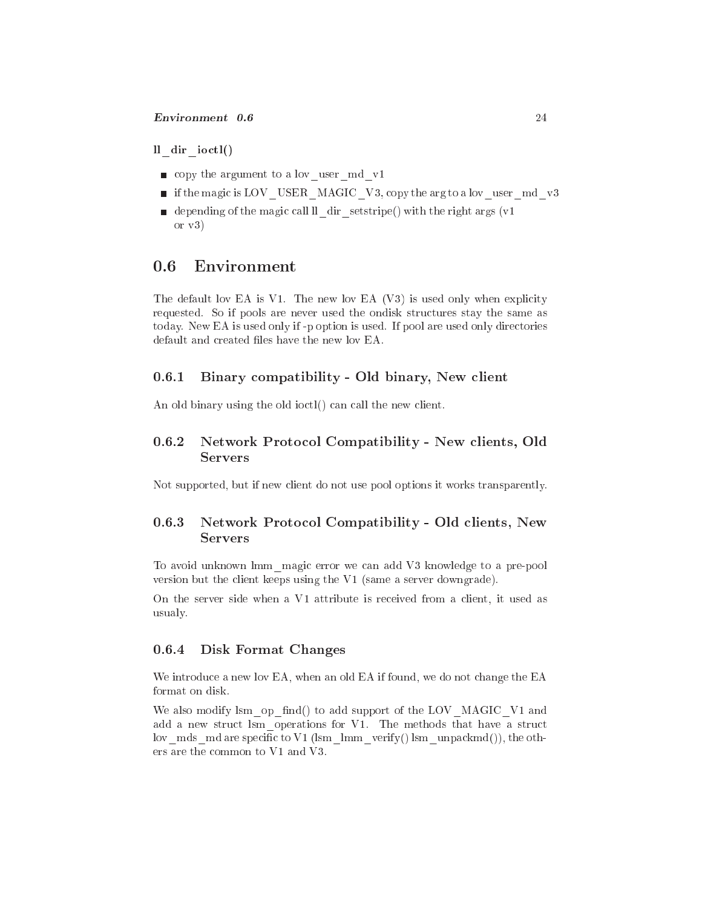**ll_dir_ioctl()**

- copy the argument to a lov_user_md_v1
- if the magic is LOV_USER_MAGIC_V3, copy the arg to a lov_user_md_v3
- depending of the magic call ll_dir_setstripe() with the right args (v1 or v3)

## 0.6 Environment

The default lov EA is V1. The new lov EA (V3) is used only when explicity requested. So if pools are never used the ondisk structures stay the same as today. New EA is used only if -p option is used. If pool are used only directories default and created files have the new lov EA.

### 0.6.1 Binary compatibility - Old binary, New client

An old binary using the old ioctl() can call the new client.

### 0.6.2 Network Protocol Compatibility - New clients, Old Servers

Not supported, but if new client do not use pool options it works transparently.

### 0.6.3 Network Protocol Compatibility - Old clients, New Servers

To avoid unknown lmm_magic error we can add V3 knowledge to a pre-pool version but the client keeps using the V1 (same a server downgrade).

On the server side when a V1 attribute is received from a client, it used as usualy.

### 0.6.4 Disk Format Changes

We introduce a new lov EA, when an old EA if found, we do not change the EA format on disk.

We also modify lsm_op_find() to add support of the LOV_MAGIC_V1 and add a new struct lsm_operations for V1. The methods that have a struct lov_mds_md are specific to V1 (lsm_lmm_verify() lsm_unpackmd()), the others are the common to V1 and V3.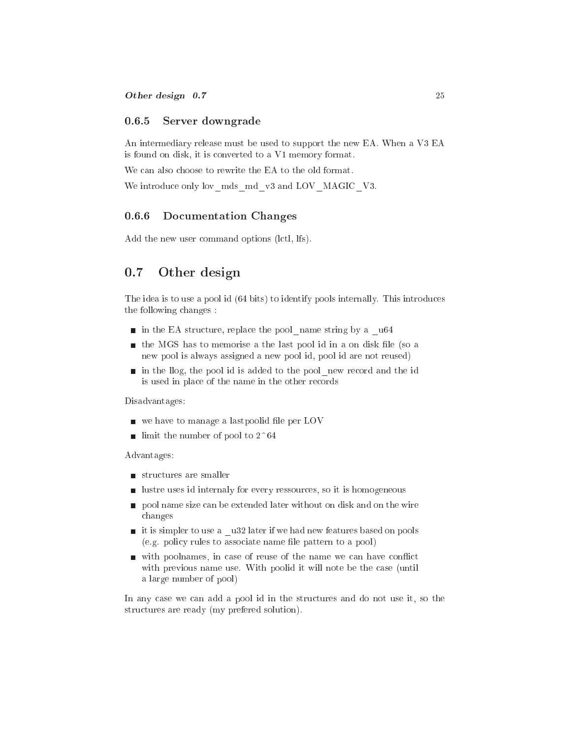### 0.6.5 Server downgrade

An intermediary release must be used to support the new EA. When a V3 EA is found on disk, it is converted to a V1 memory format.

We can also choose to rewrite the EA to the old format.

We introduce only lov_mds_md_v3 and LOV_MAGIC_V3.

### 0.6.6 Documentation Changes

Add the new user command options (lctl, lfs).

## 0.7 Other design

The idea is to use a pool id (64 bits) to identify pools internally. This introduces the following changes :

- in the EA structure, replace the pool_name string by a _u64
- the MGS has to memorise a the last pool id in a on disk file (so a new pool is always assigned a new pool id, pool id are not reused)
- in the llog, the pool id is added to the pool_new record and the id is used in place of the name in the other records

Disadvantages:

- we have to manage a lastpoolid file per LOV
- limit the number of pool to 2^64

Advantages:

- structures are smaller
- lustre uses id internaly for every ressources, so it is homogeneous
- pool name size can be extended later without on disk and on the wire changes
- it is simpler to use a _u32 later if we had new features based on pools (e.g. policy rules to associate name file pattern to a pool)
- with poolnames, in case of reuse of the name we can have conflict with previous name use. With poolid it will note be the case (until a large number of pool)

In any case we can add a pool id in the structures and do not use it, so the structures are ready (my prefered solution).